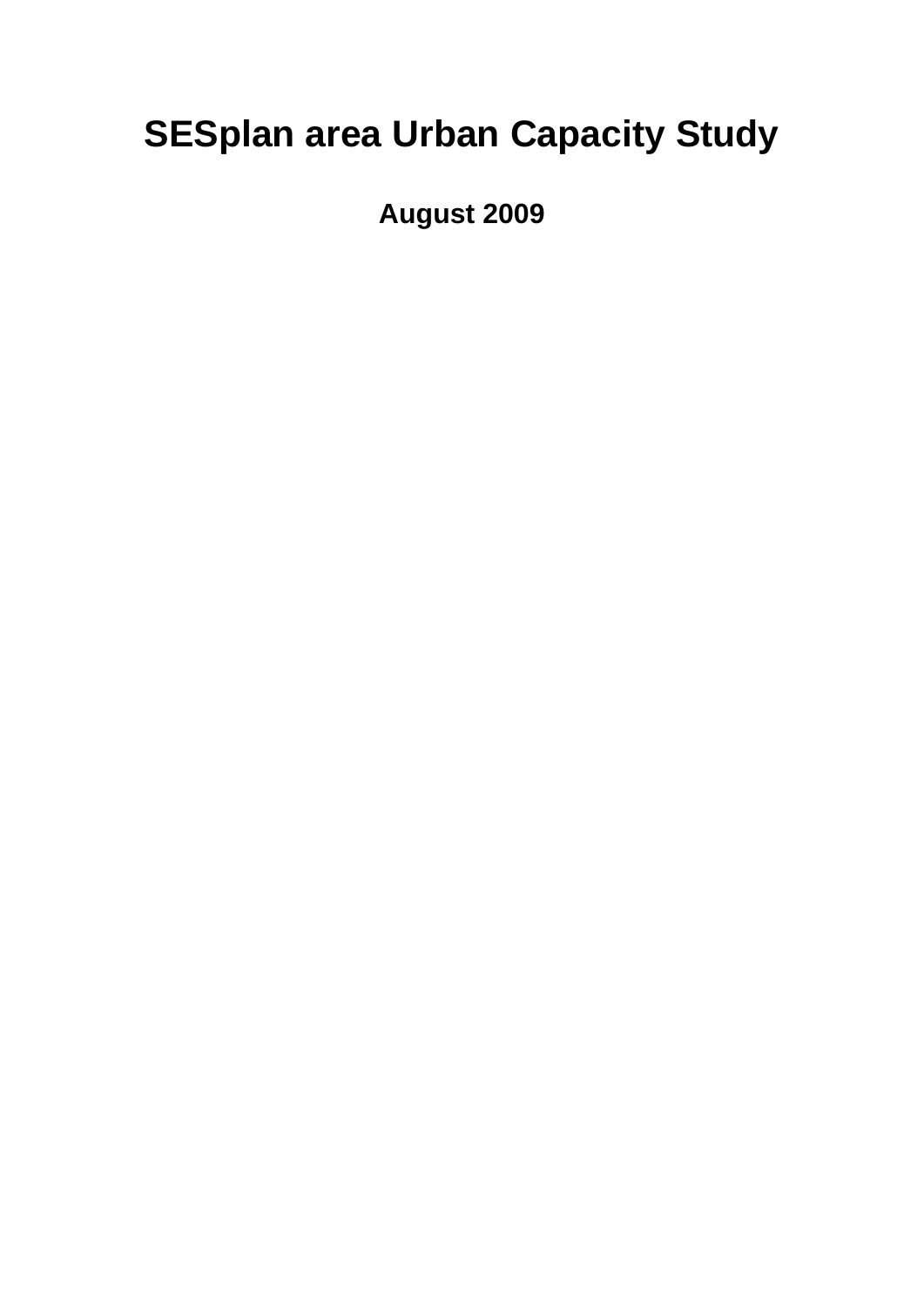# SESplan area Urban Capacity Study

**August 2009**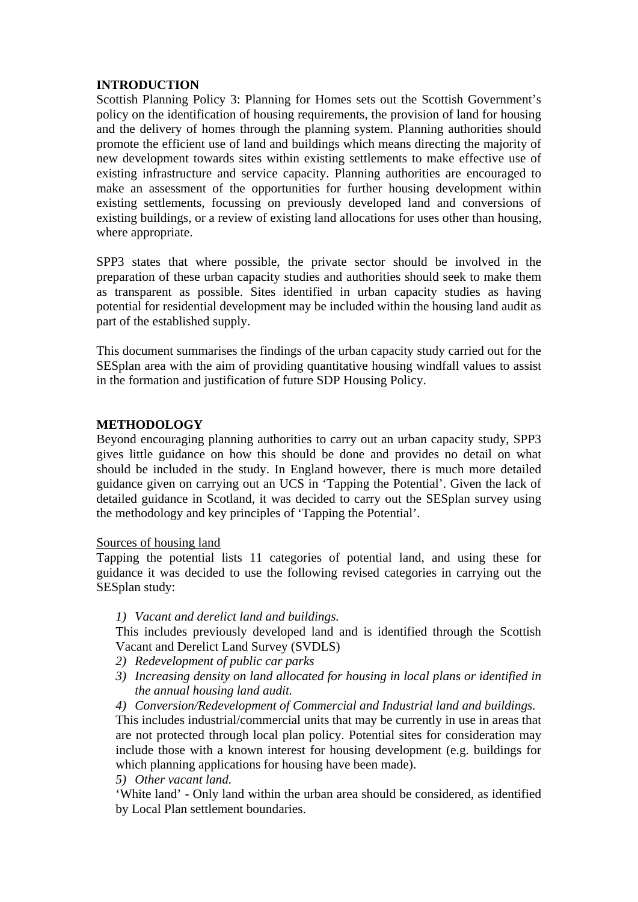## INTRODUCTION

Scottish Planning Policy 3: Planning for Homes sets out the Scottish Government's policy on the identification of housing requirements, the provision of land for housing and the delivery of homes through the planning system. Planning authorities should promote the efficient use of land and buildings which means directing the majority of new development towards sites within existing settlements to make effective use of existing infrastructure and service capacity. Planning authorities are encouraged to make an assessment of the opportunities for further housing development within existing settlements, focussing on previously developed land and conversions of existing buildings, or a review of existing land allocations for uses other than housing, where appropriate.

SPP3 states that where possible, the private sector should be involved in the preparation of these urban capacity studies and authorities should seek to make them as transparent as possible. Sites identified in urban capacity studies as having potential for residential development may be included within the housing land audit as part of the established supply.

This document summarises the findings of the urban capacity study carried out for the SESplan area with the aim of providing quantitative housing windfall values to assist in the formation and justification of future SDP Housing Policy.

## METHODOLOGY

Beyond encouraging planning authorities to carry out an urban capacity study, SPP3 gives little guidance on how this should be done and provides no detail on what should be included in the study. In England however, there is much more detailed guidance given on carrying out an UCS in 'Tapping the Potential'. Given the lack of detailed guidance in Scotland, it was decided to carry out the SESplan survey using the methodology and key principles of 'Tapping the Potential'.

Sources of housing land

Tapping the potential lists 11 categories of potential land, and using these for guidance it was decided to use the following revised categories in carrying out the SESplan study:

1) *Vacant and derelict land and buildings.*
   This includes previously developed land and is identified through the Scottish Vacant and Derelict Land Survey (SVDLS)
2) *Redevelopment of public car parks*
3) *Increasing density on land allocated for housing in local plans or identified in the annual housing land audit.*
4) *Conversion/Redevelopment of Commercial and Industrial land and buildings.*
   This includes industrial/commercial units that may be currently in use in areas that are not protected through local plan policy. Potential sites for consideration may include those with a known interest for housing development (e.g. buildings for which planning applications for housing have been made).
5) *Other vacant land.*
   'White land' - Only land within the urban area should be considered, as identified by Local Plan settlement boundaries.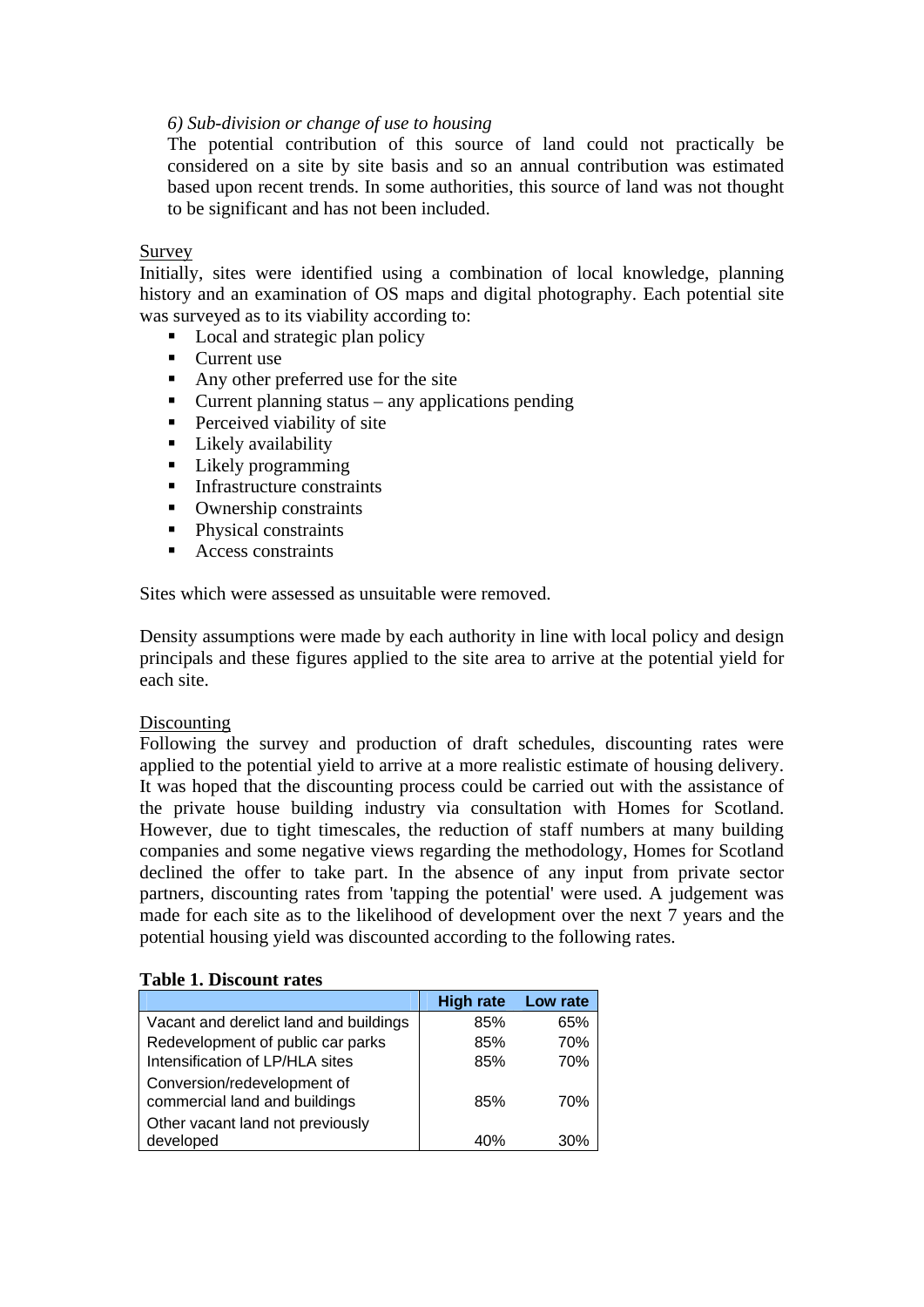*6) Sub-division or change of use to housing*

The potential contribution of this source of land could not practically be considered on a site by site basis and so an annual contribution was estimated based upon recent trends. In some authorities, this source of land was not thought to be significant and has not been included.

Survey

Initially, sites were identified using a combination of local knowledge, planning history and an examination of OS maps and digital photography. Each potential site was surveyed as to its viability according to:

- Local and strategic plan policy
- Current use
- Any other preferred use for the site
- Current planning status – any applications pending
- Perceived viability of site
- Likely availability
- Likely programming
- Infrastructure constraints
- Ownership constraints
- Physical constraints
- Access constraints

Sites which were assessed as unsuitable were removed.

Density assumptions were made by each authority in line with local policy and design principals and these figures applied to the site area to arrive at the potential yield for each site.

Discounting

Following the survey and production of draft schedules, discounting rates were applied to the potential yield to arrive at a more realistic estimate of housing delivery. It was hoped that the discounting process could be carried out with the assistance of the private house building industry via consultation with Homes for Scotland. However, due to tight timescales, the reduction of staff numbers at many building companies and some negative views regarding the methodology, Homes for Scotland declined the offer to take part. In the absence of any input from private sector partners, discounting rates from 'tapping the potential' were used. A judgement was made for each site as to the likelihood of development over the next 7 years and the potential housing yield was discounted according to the following rates.

**Table 1. Discount rates**

| | High rate | Low rate |
|---|---|---|
| Vacant and derelict land and buildings | 85% | 65% |
| Redevelopment of public car parks | 85% | 70% |
| Intensification of LP/HLA sites | 85% | 70% |
| Conversion/redevelopment of commercial land and buildings | 85% | 70% |
| Other vacant land not previously developed | 40% | 30% |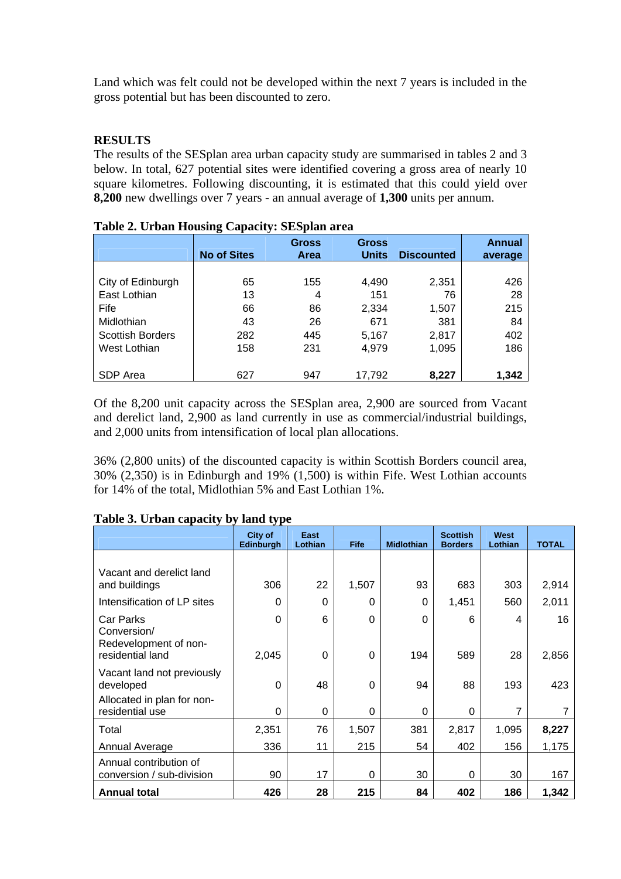Land which was felt could not be developed within the next 7 years is included in the gross potential but has been discounted to zero.

## RESULTS

The results of the SESplan area urban capacity study are summarised in tables 2 and 3 below. In total, 627 potential sites were identified covering a gross area of nearly 10 square kilometres. Following discounting, it is estimated that this could yield over **8,200** new dwellings over 7 years - an annual average of **1,300** units per annum.

**Table 2. Urban Housing Capacity: SESplan area**

| | No of Sites | Gross Area | Gross Units | Discounted | Annual average |
|---|---|---|---|---|---|
| City of Edinburgh | 65 | 155 | 4,490 | 2,351 | 426 |
| East Lothian | 13 | 4 | 151 | 76 | 28 |
| Fife | 66 | 86 | 2,334 | 1,507 | 215 |
| Midlothian | 43 | 26 | 671 | 381 | 84 |
| Scottish Borders | 282 | 445 | 5,167 | 2,817 | 402 |
| West Lothian | 158 | 231 | 4,979 | 1,095 | 186 |
| SDP Area | 627 | 947 | 17,792 | **8,227** | **1,342** |

Of the 8,200 unit capacity across the SESplan area, 2,900 are sourced from Vacant and derelict land, 2,900 as land currently in use as commercial/industrial buildings, and 2,000 units from intensification of local plan allocations.

36% (2,800 units) of the discounted capacity is within Scottish Borders council area, 30% (2,350) is in Edinburgh and 19% (1,500) is within Fife. West Lothian accounts for 14% of the total, Midlothian 5% and East Lothian 1%.

**Table 3. Urban capacity by land type**

| | City of Edinburgh | East Lothian | Fife | Midlothian | Scottish Borders | West Lothian | TOTAL |
|---|---|---|---|---|---|---|---|
| Vacant and derelict land and buildings | 306 | 22 | 1,507 | 93 | 683 | 303 | 2,914 |
| Intensification of LP sites | 0 | 0 | 0 | 0 | 1,451 | 560 | 2,011 |
| Car Parks | 0 | 6 | 0 | 0 | 6 | 4 | 16 |
| Conversion/ Redevelopment of non-residential land | 2,045 | 0 | 0 | 194 | 589 | 28 | 2,856 |
| Vacant land not previously developed | 0 | 48 | 0 | 94 | 88 | 193 | 423 |
| Allocated in plan for non-residential use | 0 | 0 | 0 | 0 | 0 | 7 | 7 |
| Total | 2,351 | 76 | 1,507 | 381 | 2,817 | 1,095 | **8,227** |
| Annual Average | 336 | 11 | 215 | 54 | 402 | 156 | 1,175 |
| Annual contribution of conversion / sub-division | 90 | 17 | 0 | 30 | 0 | 30 | 167 |
| **Annual total** | **426** | **28** | **215** | **84** | **402** | **186** | **1,342** |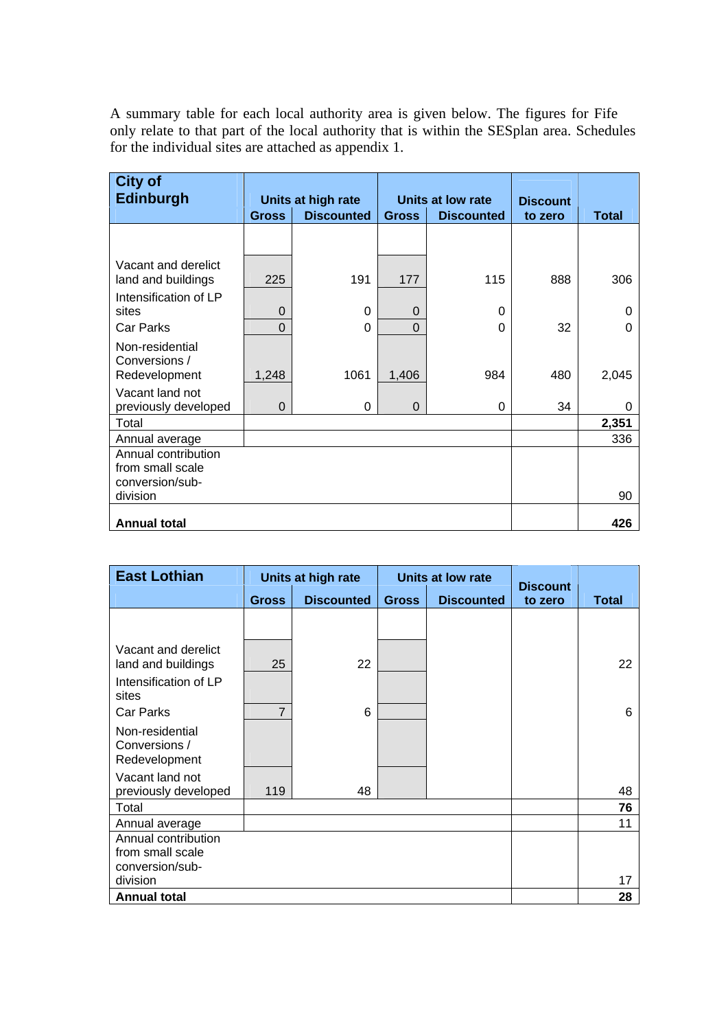A summary table for each local authority area is given below. The figures for Fife only relate to that part of the local authority that is within the SESplan area. Schedules for the individual sites are attached as appendix 1.

| City of Edinburgh | Units at high rate | | Units at low rate | | Discount to zero | Total |
|---|---|---|---|---|---|---|
| | Gross | Discounted | Gross | Discounted | | |
| Vacant and derelict land and buildings | 225 | 191 | 177 | 115 | 888 | 306 |
| Intensification of LP sites | 0 | 0 | 0 | 0 | | 0 |
| Car Parks | 0 | 0 | 0 | 0 | 32 | 0 |
| Non-residential Conversions / Redevelopment | 1,248 | 1061 | 1,406 | 984 | 480 | 2,045 |
| Vacant land not previously developed | 0 | 0 | 0 | 0 | 34 | 0 |
| Total | | | | | | **2,351** |
| Annual average | | | | | | 336 |
| Annual contribution from small scale conversion/sub-division | | | | | | 90 |
| **Annual total** | | | | | | **426** |

| East Lothian | Units at high rate | | Units at low rate | | Discount to zero | Total |
|---|---|---|---|---|---|---|
| | Gross | Discounted | Gross | Discounted | | |
| Vacant and derelict land and buildings | 25 | 22 | | | | 22 |
| Intensification of LP sites | | | | | | |
| Car Parks | 7 | 6 | | | | 6 |
| Non-residential Conversions / Redevelopment | | | | | | |
| Vacant land not previously developed | 119 | 48 | | | | 48 |
| Total | | | | | | **76** |
| Annual average | | | | | | 11 |
| Annual contribution from small scale conversion/sub-division | | | | | | 17 |
| **Annual total** | | | | | | **28** |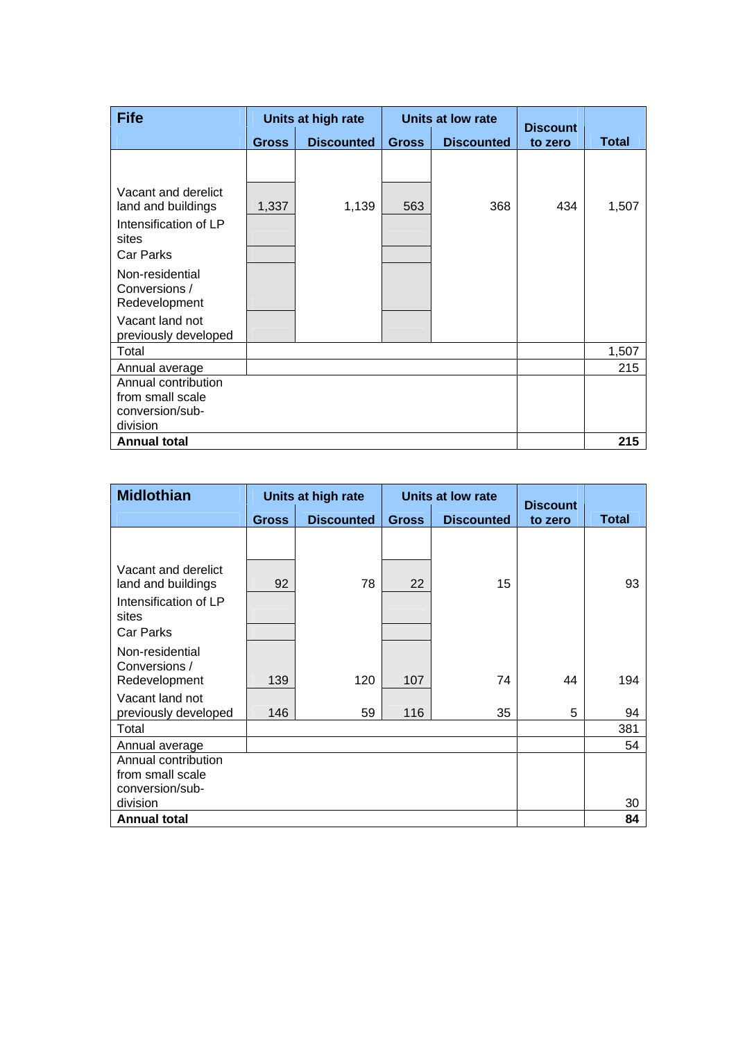| Fife | Units at high rate | | Units at low rate | | Discount to zero | Total |
|---|---|---|---|---|---|---|
| | Gross | Discounted | Gross | Discounted | | |
| Vacant and derelict land and buildings | 1,337 | 1,139 | 563 | 368 | 434 | 1,507 |
| Intensification of LP sites | | | | | | |
| Car Parks | | | | | | |
| Non-residential Conversions / Redevelopment | | | | | | |
| Vacant land not previously developed | | | | | | |
| Total | | | | | | 1,507 |
| Annual average | | | | | | 215 |
| Annual contribution from small scale conversion/sub-division | | | | | | |
| **Annual total** | | | | | | **215** |

| Midlothian | Units at high rate | | Units at low rate | | Discount to zero | Total |
|---|---|---|---|---|---|---|
| | Gross | Discounted | Gross | Discounted | | |
| Vacant and derelict land and buildings | 92 | 78 | 22 | 15 | | 93 |
| Intensification of LP sites | | | | | | |
| Car Parks | | | | | | |
| Non-residential Conversions / Redevelopment | 139 | 120 | 107 | 74 | 44 | 194 |
| Vacant land not previously developed | 146 | 59 | 116 | 35 | 5 | 94 |
| Total | | | | | | 381 |
| Annual average | | | | | | 54 |
| Annual contribution from small scale conversion/sub-division | | | | | | 30 |
| **Annual total** | | | | | | **84** |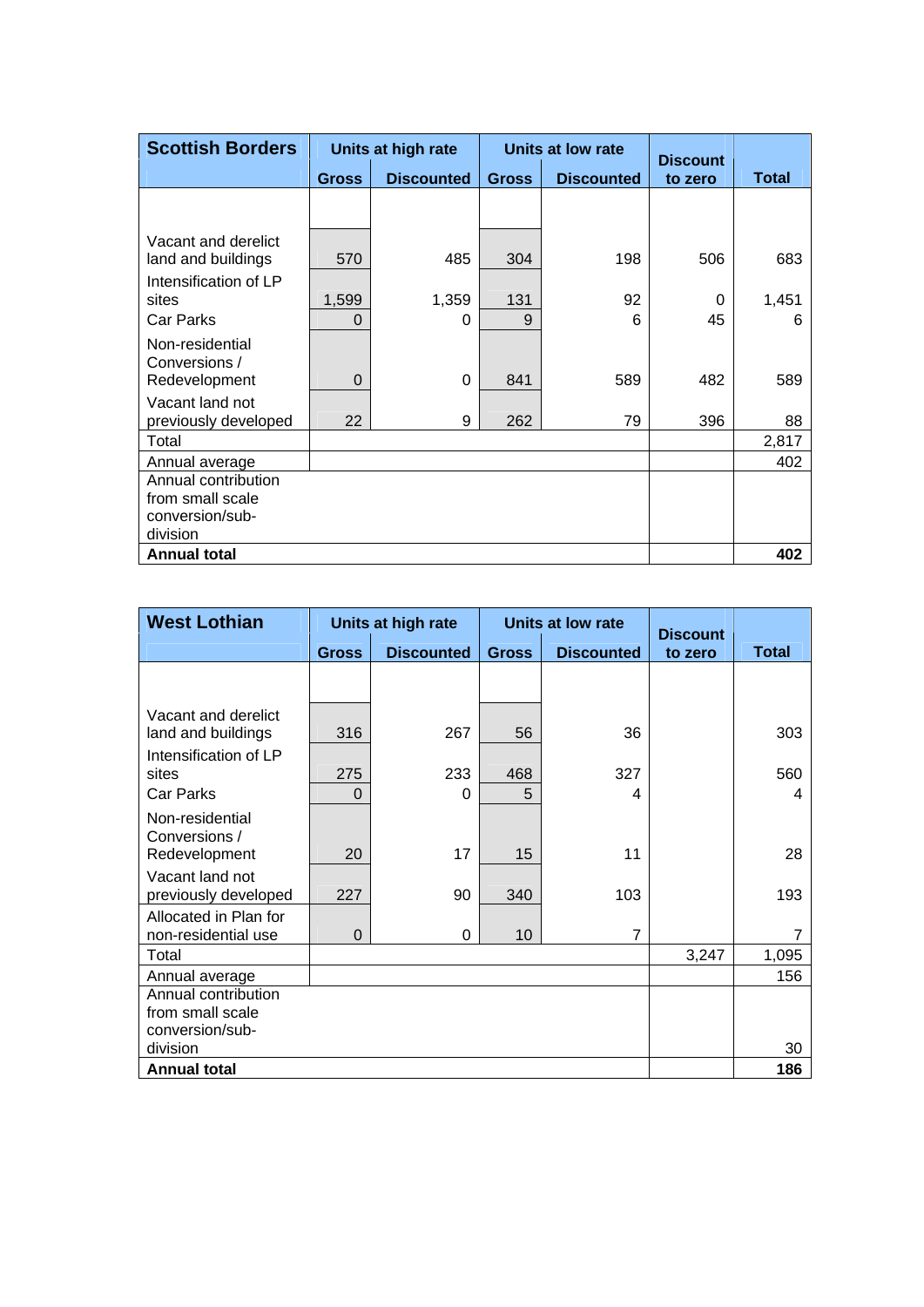| Scottish Borders | Units at high rate | | Units at low rate | | Discount to zero | Total |
|---|---|---|---|---|---|---|
| | Gross | Discounted | Gross | Discounted | | |
| Vacant and derelict land and buildings | 570 | 485 | 304 | 198 | 506 | 683 |
| Intensification of LP sites | 1,599 | 1,359 | 131 | 92 | 0 | 1,451 |
| Car Parks | 0 | 0 | 9 | 6 | 45 | 6 |
| Non-residential Conversions / Redevelopment | 0 | 0 | 841 | 589 | 482 | 589 |
| Vacant land not previously developed | 22 | 9 | 262 | 79 | 396 | 88 |
| Total | | | | | | 2,817 |
| Annual average | | | | | | 402 |
| Annual contribution from small scale conversion/sub-division | | | | | | |
| **Annual total** | | | | | | **402** |

| West Lothian | Units at high rate | | Units at low rate | | Discount to zero | Total |
|---|---|---|---|---|---|---|
| | Gross | Discounted | Gross | Discounted | | |
| Vacant and derelict land and buildings | 316 | 267 | 56 | 36 | | 303 |
| Intensification of LP sites | 275 | 233 | 468 | 327 | | 560 |
| Car Parks | 0 | 0 | 5 | 4 | | 4 |
| Non-residential Conversions / Redevelopment | 20 | 17 | 15 | 11 | | 28 |
| Vacant land not previously developed | 227 | 90 | 340 | 103 | | 193 |
| Allocated in Plan for non-residential use | 0 | 0 | 10 | 7 | | 7 |
| Total | | | | | 3,247 | 1,095 |
| Annual average | | | | | | 156 |
| Annual contribution from small scale conversion/sub-division | | | | | | 30 |
| **Annual total** | | | | | | **186** |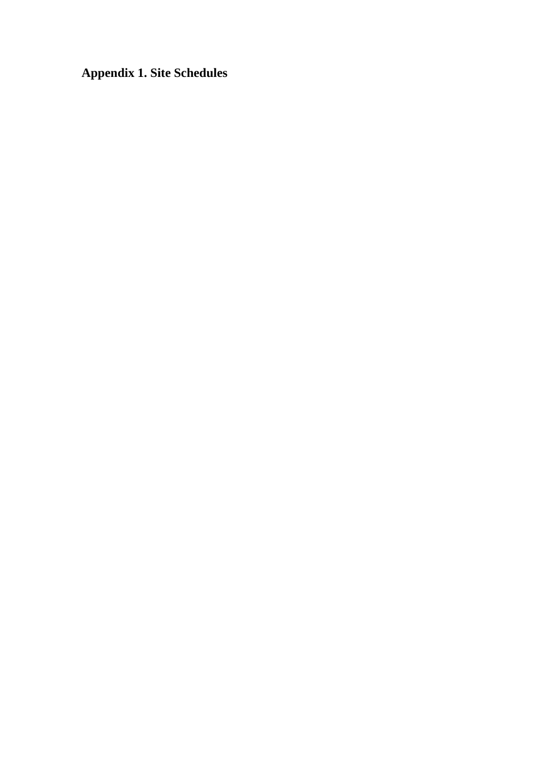## Appendix 1. Site Schedules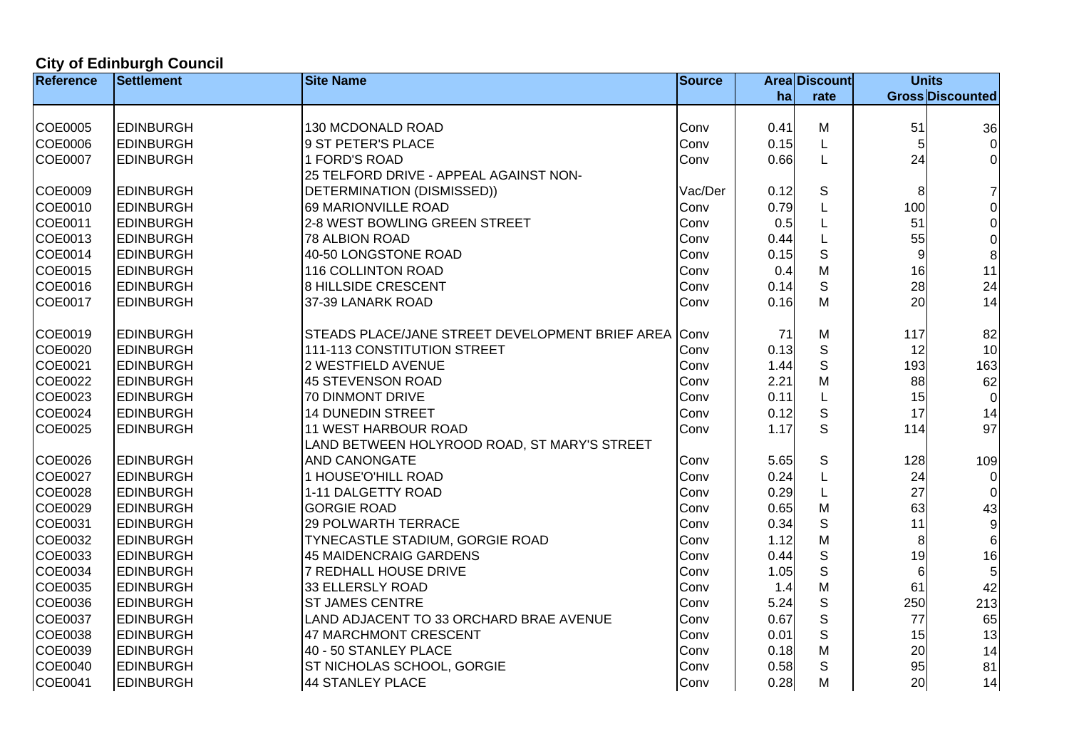## City of Edinburgh Council

| Reference | Settlement | Site Name | Source | Area ha | Discount rate | Units Gross | Units Discounted |
|---|---|---|---|---|---|---|---|
| COE0005 | EDINBURGH | 130 MCDONALD ROAD | Conv | 0.41 | M | 51 | 36 |
| COE0006 | EDINBURGH | 9 ST PETER'S PLACE | Conv | 0.15 | L | 5 | 0 |
| COE0007 | EDINBURGH | 1 FORD'S ROAD | Conv | 0.66 | L | 24 | 0 |
| COE0009 | EDINBURGH | 25 TELFORD DRIVE - APPEAL AGAINST NON-DETERMINATION (DISMISSED)) | Vac/Der | 0.12 | S | 8 | 7 |
| COE0010 | EDINBURGH | 69 MARIONVILLE ROAD | Conv | 0.79 | L | 100 | 0 |
| COE0011 | EDINBURGH | 2-8 WEST BOWLING GREEN STREET | Conv | 0.5 | L | 51 | 0 |
| COE0013 | EDINBURGH | 78 ALBION ROAD | Conv | 0.44 | L | 55 | 0 |
| COE0014 | EDINBURGH | 40-50 LONGSTONE ROAD | Conv | 0.15 | S | 9 | 8 |
| COE0015 | EDINBURGH | 116 COLLINTON ROAD | Conv | 0.4 | M | 16 | 11 |
| COE0016 | EDINBURGH | 8 HILLSIDE CRESCENT | Conv | 0.14 | S | 28 | 24 |
| COE0017 | EDINBURGH | 37-39 LANARK ROAD | Conv | 0.16 | M | 20 | 14 |
| COE0019 | EDINBURGH | STEADS PLACE/JANE STREET DEVELOPMENT BRIEF AREA | Conv | 71 | M | 117 | 82 |
| COE0020 | EDINBURGH | 111-113 CONSTITUTION STREET | Conv | 0.13 | S | 12 | 10 |
| COE0021 | EDINBURGH | 2 WESTFIELD AVENUE | Conv | 1.44 | S | 193 | 163 |
| COE0022 | EDINBURGH | 45 STEVENSON ROAD | Conv | 2.21 | M | 88 | 62 |
| COE0023 | EDINBURGH | 70 DINMONT DRIVE | Conv | 0.11 | L | 15 | 0 |
| COE0024 | EDINBURGH | 14 DUNEDIN STREET | Conv | 0.12 | S | 17 | 14 |
| COE0025 | EDINBURGH | 11 WEST HARBOUR ROAD | Conv | 1.17 | S | 114 | 97 |
| COE0026 | EDINBURGH | LAND BETWEEN HOLYROOD ROAD, ST MARY'S STREET AND CANONGATE | Conv | 5.65 | S | 128 | 109 |
| COE0027 | EDINBURGH | 1 HOUSE'O'HILL ROAD | Conv | 0.24 | L | 24 | 0 |
| COE0028 | EDINBURGH | 1-11 DALGETTY ROAD | Conv | 0.29 | L | 27 | 0 |
| COE0029 | EDINBURGH | GORGIE ROAD | Conv | 0.65 | M | 63 | 43 |
| COE0031 | EDINBURGH | 29 POLWARTH TERRACE | Conv | 0.34 | S | 11 | 9 |
| COE0032 | EDINBURGH | TYNECASTLE STADIUM, GORGIE ROAD | Conv | 1.12 | M | 8 | 6 |
| COE0033 | EDINBURGH | 45 MAIDENCRAIG GARDENS | Conv | 0.44 | S | 19 | 16 |
| COE0034 | EDINBURGH | 7 REDHALL HOUSE DRIVE | Conv | 1.05 | S | 6 | 5 |
| COE0035 | EDINBURGH | 33 ELLERSLY ROAD | Conv | 1.4 | M | 61 | 42 |
| COE0036 | EDINBURGH | ST JAMES CENTRE | Conv | 5.24 | S | 250 | 213 |
| COE0037 | EDINBURGH | LAND ADJACENT TO 33 ORCHARD BRAE AVENUE | Conv | 0.67 | S | 77 | 65 |
| COE0038 | EDINBURGH | 47 MARCHMONT CRESCENT | Conv | 0.01 | S | 15 | 13 |
| COE0039 | EDINBURGH | 40 - 50 STANLEY PLACE | Conv | 0.18 | M | 20 | 14 |
| COE0040 | EDINBURGH | ST NICHOLAS SCHOOL, GORGIE | Conv | 0.58 | S | 95 | 81 |
| COE0041 | EDINBURGH | 44 STANLEY PLACE | Conv | 0.28 | M | 20 | 14 |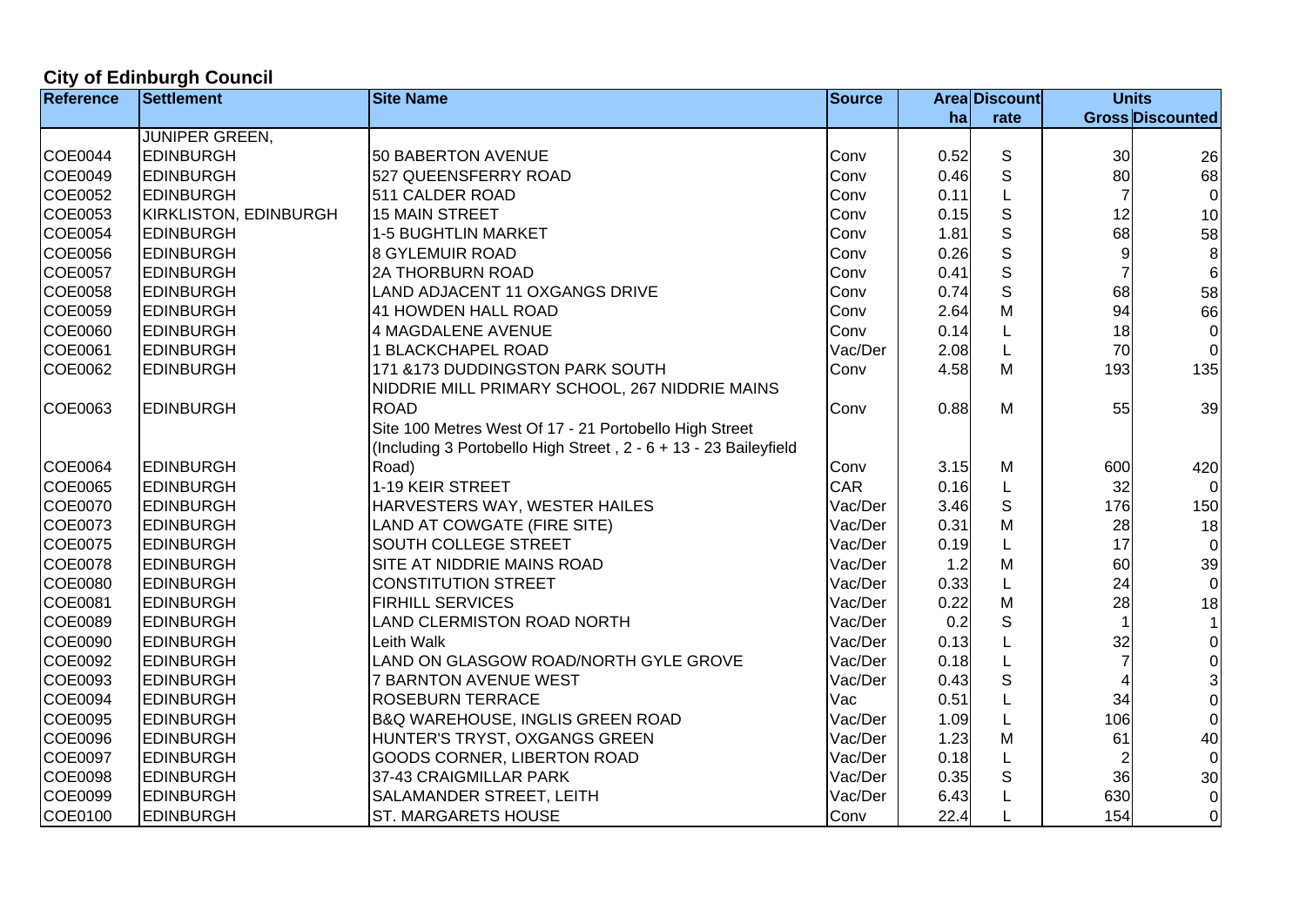## City of Edinburgh Council

| Reference | Settlement | Site Name | Source | Area ha | Discount rate | Units Gross | Units Discounted |
|---|---|---|---|---|---|---|---|
| COE0044 | JUNIPER GREEN, EDINBURGH | 50 BABERTON AVENUE | Conv | 0.52 | S | 30 | 26 |
| COE0049 | EDINBURGH | 527 QUEENSFERRY ROAD | Conv | 0.46 | S | 80 | 68 |
| COE0052 | EDINBURGH | 511 CALDER ROAD | Conv | 0.11 | L | 7 | 0 |
| COE0053 | KIRKLISTON, EDINBURGH | 15 MAIN STREET | Conv | 0.15 | S | 12 | 10 |
| COE0054 | EDINBURGH | 1-5 BUGHTLIN MARKET | Conv | 1.81 | S | 68 | 58 |
| COE0056 | EDINBURGH | 8 GYLEMUIR ROAD | Conv | 0.26 | S | 9 | 8 |
| COE0057 | EDINBURGH | 2A THORBURN ROAD | Conv | 0.41 | S | 7 | 6 |
| COE0058 | EDINBURGH | LAND ADJACENT 11 OXGANGS DRIVE | Conv | 0.74 | S | 68 | 58 |
| COE0059 | EDINBURGH | 41 HOWDEN HALL ROAD | Conv | 2.64 | M | 94 | 66 |
| COE0060 | EDINBURGH | 4 MAGDALENE AVENUE | Conv | 0.14 | L | 18 | 0 |
| COE0061 | EDINBURGH | 1 BLACKCHAPEL ROAD | Vac/Der | 2.08 | L | 70 | 0 |
| COE0062 | EDINBURGH | 171 &173 DUDDINGSTON PARK SOUTH | Conv | 4.58 | M | 193 | 135 |
| COE0063 | EDINBURGH | NIDDRIE MILL PRIMARY SCHOOL, 267 NIDDRIE MAINS ROAD | Conv | 0.88 | M | 55 | 39 |
| COE0064 | EDINBURGH | Site 100 Metres West Of 17 - 21 Portobello High Street (Including 3 Portobello High Street , 2 - 6 + 13 - 23 Baileyfield Road) | Conv | 3.15 | M | 600 | 420 |
| COE0065 | EDINBURGH | 1-19 KEIR STREET | CAR | 0.16 | L | 32 | 0 |
| COE0070 | EDINBURGH | HARVESTERS WAY, WESTER HAILES | Vac/Der | 3.46 | S | 176 | 150 |
| COE0073 | EDINBURGH | LAND AT COWGATE (FIRE SITE) | Vac/Der | 0.31 | M | 28 | 18 |
| COE0075 | EDINBURGH | SOUTH COLLEGE STREET | Vac/Der | 0.19 | L | 17 | 0 |
| COE0078 | EDINBURGH | SITE AT NIDDRIE MAINS ROAD | Vac/Der | 1.2 | M | 60 | 39 |
| COE0080 | EDINBURGH | CONSTITUTION STREET | Vac/Der | 0.33 | L | 24 | 0 |
| COE0081 | EDINBURGH | FIRHILL SERVICES | Vac/Der | 0.22 | M | 28 | 18 |
| COE0089 | EDINBURGH | LAND CLERMISTON ROAD NORTH | Vac/Der | 0.2 | S | 1 | 1 |
| COE0090 | EDINBURGH | Leith Walk | Vac/Der | 0.13 | L | 32 | 0 |
| COE0092 | EDINBURGH | LAND ON GLASGOW ROAD/NORTH GYLE GROVE | Vac/Der | 0.18 | L | 7 | 0 |
| COE0093 | EDINBURGH | 7 BARNTON AVENUE WEST | Vac/Der | 0.43 | S | 4 | 3 |
| COE0094 | EDINBURGH | ROSEBURN TERRACE | Vac | 0.51 | L | 34 | 0 |
| COE0095 | EDINBURGH | B&Q WAREHOUSE, INGLIS GREEN ROAD | Vac/Der | 1.09 | L | 106 | 0 |
| COE0096 | EDINBURGH | HUNTER'S TRYST, OXGANGS GREEN | Vac/Der | 1.23 | M | 61 | 40 |
| COE0097 | EDINBURGH | GOODS CORNER, LIBERTON ROAD | Vac/Der | 0.18 | L | 2 | 0 |
| COE0098 | EDINBURGH | 37-43 CRAIGMILLAR PARK | Vac/Der | 0.35 | S | 36 | 30 |
| COE0099 | EDINBURGH | SALAMANDER STREET, LEITH | Vac/Der | 6.43 | L | 630 | 0 |
| COE0100 | EDINBURGH | ST. MARGARETS HOUSE | Conv | 22.4 | L | 154 | 0 |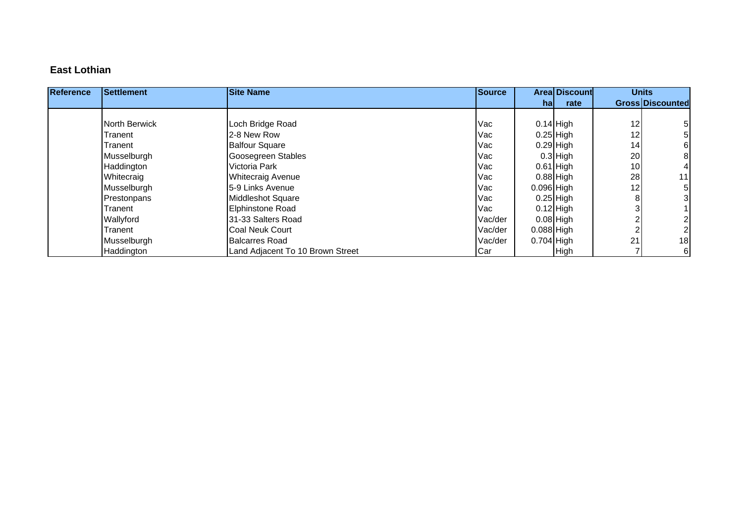**East Lothian**

| Reference | Settlement | Site Name | Source | Area ha | Discount rate | Units Gross | Units Discounted |
|---|---|---|---|---|---|---|---|
| | North Berwick | Loch Bridge Road | Vac | 0.14 | High | 12 | 5 |
| | Tranent | 2-8 New Row | Vac | 0.25 | High | 12 | 5 |
| | Tranent | Balfour Square | Vac | 0.29 | High | 14 | 6 |
| | Musselburgh | Goosegreen Stables | Vac | 0.3 | High | 20 | 8 |
| | Haddington | Victoria Park | Vac | 0.61 | High | 10 | 4 |
| | Whitecraig | Whitecraig Avenue | Vac | 0.88 | High | 28 | 11 |
| | Musselburgh | 5-9 Links Avenue | Vac | 0.096 | High | 12 | 5 |
| | Prestonpans | Middleshot Square | Vac | 0.25 | High | 8 | 3 |
| | Tranent | Elphinstone Road | Vac | 0.12 | High | 3 | 1 |
| | Wallyford | 31-33 Salters Road | Vac/der | 0.08 | High | 2 | 2 |
| | Tranent | Coal Neuk Court | Vac/der | 0.088 | High | 2 | 2 |
| | Musselburgh | Balcarres Road | Vac/der | 0.704 | High | 21 | 18 |
| | Haddington | Land Adjacent To 10 Brown Street | Car | | High | 7 | 6 |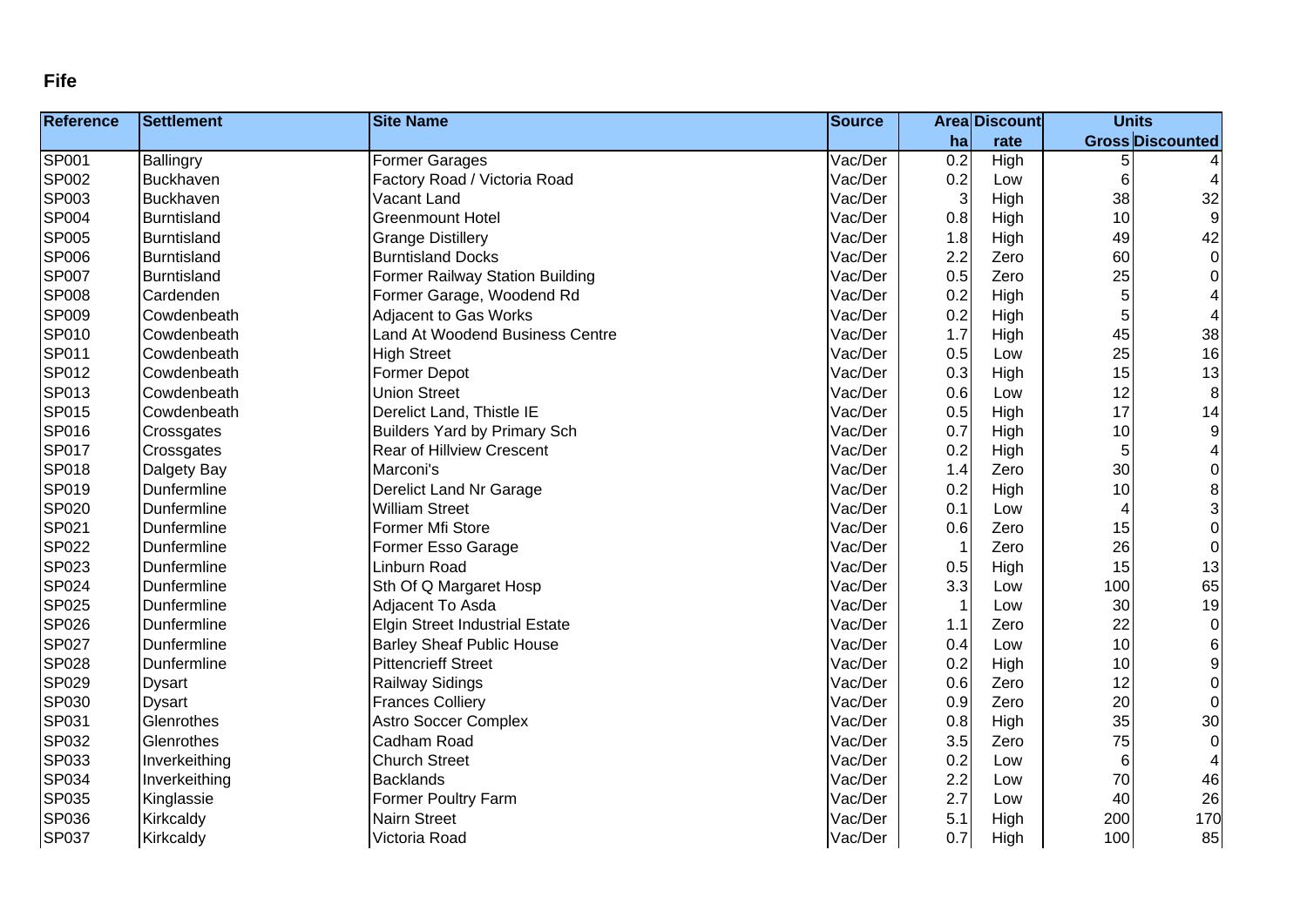**Fife**

| Reference | Settlement | Site Name | Source | Area | Discount | Units | |
|---|---|---|---|---|---|---|---|
| | | | | ha | rate | Gross | Discounted |
| SP001 | Ballingry | Former Garages | Vac/Der | 0.2 | High | 5 | 4 |
| SP002 | Buckhaven | Factory Road / Victoria Road | Vac/Der | 0.2 | Low | 6 | 4 |
| SP003 | Buckhaven | Vacant Land | Vac/Der | 3 | High | 38 | 32 |
| SP004 | Burntisland | Greenmount Hotel | Vac/Der | 0.8 | High | 10 | 9 |
| SP005 | Burntisland | Grange Distillery | Vac/Der | 1.8 | High | 49 | 42 |
| SP006 | Burntisland | Burntisland Docks | Vac/Der | 2.2 | Zero | 60 | 0 |
| SP007 | Burntisland | Former Railway Station Building | Vac/Der | 0.5 | Zero | 25 | 0 |
| SP008 | Cardenden | Former Garage, Woodend Rd | Vac/Der | 0.2 | High | 5 | 4 |
| SP009 | Cowdenbeath | Adjacent to Gas Works | Vac/Der | 0.2 | High | 5 | 4 |
| SP010 | Cowdenbeath | Land At Woodend Business Centre | Vac/Der | 1.7 | High | 45 | 38 |
| SP011 | Cowdenbeath | High Street | Vac/Der | 0.5 | Low | 25 | 16 |
| SP012 | Cowdenbeath | Former Depot | Vac/Der | 0.3 | High | 15 | 13 |
| SP013 | Cowdenbeath | Union Street | Vac/Der | 0.6 | Low | 12 | 8 |
| SP015 | Cowdenbeath | Derelict Land, Thistle IE | Vac/Der | 0.5 | High | 17 | 14 |
| SP016 | Crossgates | Builders Yard by Primary Sch | Vac/Der | 0.7 | High | 10 | 9 |
| SP017 | Crossgates | Rear of Hillview Crescent | Vac/Der | 0.2 | High | 5 | 4 |
| SP018 | Dalgety Bay | Marconi's | Vac/Der | 1.4 | Zero | 30 | 0 |
| SP019 | Dunfermline | Derelict Land Nr Garage | Vac/Der | 0.2 | High | 10 | 8 |
| SP020 | Dunfermline | William Street | Vac/Der | 0.1 | Low | 4 | 3 |
| SP021 | Dunfermline | Former Mfi Store | Vac/Der | 0.6 | Zero | 15 | 0 |
| SP022 | Dunfermline | Former Esso Garage | Vac/Der | 1 | Zero | 26 | 0 |
| SP023 | Dunfermline | Linburn Road | Vac/Der | 0.5 | High | 15 | 13 |
| SP024 | Dunfermline | Sth Of Q Margaret Hosp | Vac/Der | 3.3 | Low | 100 | 65 |
| SP025 | Dunfermline | Adjacent To Asda | Vac/Der | 1 | Low | 30 | 19 |
| SP026 | Dunfermline | Elgin Street Industrial Estate | Vac/Der | 1.1 | Zero | 22 | 0 |
| SP027 | Dunfermline | Barley Sheaf Public House | Vac/Der | 0.4 | Low | 10 | 6 |
| SP028 | Dunfermline | Pittencrieff Street | Vac/Der | 0.2 | High | 10 | 9 |
| SP029 | Dysart | Railway Sidings | Vac/Der | 0.6 | Zero | 12 | 0 |
| SP030 | Dysart | Frances Colliery | Vac/Der | 0.9 | Zero | 20 | 0 |
| SP031 | Glenrothes | Astro Soccer Complex | Vac/Der | 0.8 | High | 35 | 30 |
| SP032 | Glenrothes | Cadham Road | Vac/Der | 3.5 | Zero | 75 | 0 |
| SP033 | Inverkeithing | Church Street | Vac/Der | 0.2 | Low | 6 | 4 |
| SP034 | Inverkeithing | Backlands | Vac/Der | 2.2 | Low | 70 | 46 |
| SP035 | Kinglassie | Former Poultry Farm | Vac/Der | 2.7 | Low | 40 | 26 |
| SP036 | Kirkcaldy | Nairn Street | Vac/Der | 5.1 | High | 200 | 170 |
| SP037 | Kirkcaldy | Victoria Road | Vac/Der | 0.7 | High | 100 | 85 |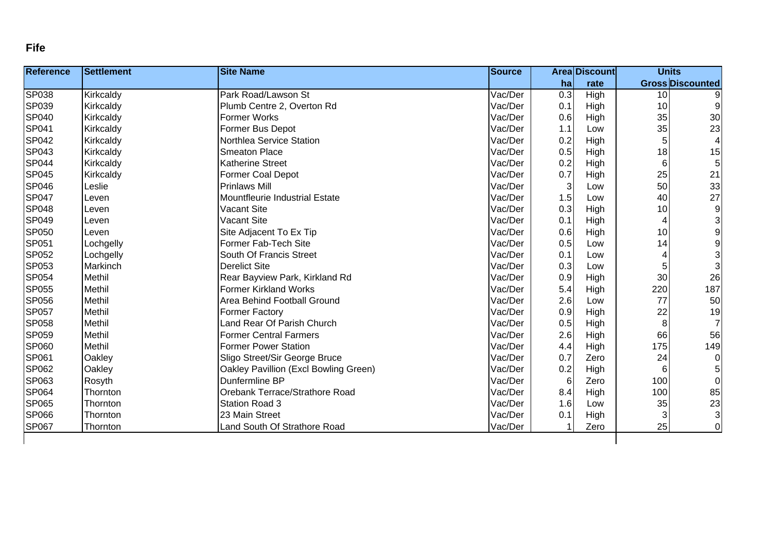**Fife**

| Reference | Settlement | Site Name | Source | Area | Discount | Units | |
|---|---|---|---|---|---|---|---|
| | | | | ha | rate | Gross | Discounted |
| SP038 | Kirkcaldy | Park Road/Lawson St | Vac/Der | 0.3 | High | 10 | 9 |
| SP039 | Kirkcaldy | Plumb Centre 2, Overton Rd | Vac/Der | 0.1 | High | 10 | 9 |
| SP040 | Kirkcaldy | Former Works | Vac/Der | 0.6 | High | 35 | 30 |
| SP041 | Kirkcaldy | Former Bus Depot | Vac/Der | 1.1 | Low | 35 | 23 |
| SP042 | Kirkcaldy | Northlea Service Station | Vac/Der | 0.2 | High | 5 | 4 |
| SP043 | Kirkcaldy | Smeaton Place | Vac/Der | 0.5 | High | 18 | 15 |
| SP044 | Kirkcaldy | Katherine Street | Vac/Der | 0.2 | High | 6 | 5 |
| SP045 | Kirkcaldy | Former Coal Depot | Vac/Der | 0.7 | High | 25 | 21 |
| SP046 | Leslie | Prinlaws Mill | Vac/Der | 3 | Low | 50 | 33 |
| SP047 | Leven | Mountfleurie Industrial Estate | Vac/Der | 1.5 | Low | 40 | 27 |
| SP048 | Leven | Vacant Site | Vac/Der | 0.3 | High | 10 | 9 |
| SP049 | Leven | Vacant Site | Vac/Der | 0.1 | High | 4 | 3 |
| SP050 | Leven | Site Adjacent To Ex Tip | Vac/Der | 0.6 | High | 10 | 9 |
| SP051 | Lochgelly | Former Fab-Tech Site | Vac/Der | 0.5 | Low | 14 | 9 |
| SP052 | Lochgelly | South Of Francis Street | Vac/Der | 0.1 | Low | 4 | 3 |
| SP053 | Markinch | Derelict Site | Vac/Der | 0.3 | Low | 5 | 3 |
| SP054 | Methil | Rear Bayview Park, Kirkland Rd | Vac/Der | 0.9 | High | 30 | 26 |
| SP055 | Methil | Former Kirkland Works | Vac/Der | 5.4 | High | 220 | 187 |
| SP056 | Methil | Area Behind Football Ground | Vac/Der | 2.6 | Low | 77 | 50 |
| SP057 | Methil | Former Factory | Vac/Der | 0.9 | High | 22 | 19 |
| SP058 | Methil | Land Rear Of Parish Church | Vac/Der | 0.5 | High | 8 | 7 |
| SP059 | Methil | Former Central Farmers | Vac/Der | 2.6 | High | 66 | 56 |
| SP060 | Methil | Former Power Station | Vac/Der | 4.4 | High | 175 | 149 |
| SP061 | Oakley | Sligo Street/Sir George Bruce | Vac/Der | 0.7 | Zero | 24 | 0 |
| SP062 | Oakley | Oakley Pavillion (Excl Bowling Green) | Vac/Der | 0.2 | High | 6 | 5 |
| SP063 | Rosyth | Dunfermline BP | Vac/Der | 6 | Zero | 100 | 0 |
| SP064 | Thornton | Orebank Terrace/Strathore Road | Vac/Der | 8.4 | High | 100 | 85 |
| SP065 | Thornton | Station Road 3 | Vac/Der | 1.6 | Low | 35 | 23 |
| SP066 | Thornton | 23 Main Street | Vac/Der | 0.1 | High | 3 | 3 |
| SP067 | Thornton | Land South Of Strathore Road | Vac/Der | 1 | Zero | 25 | 0 |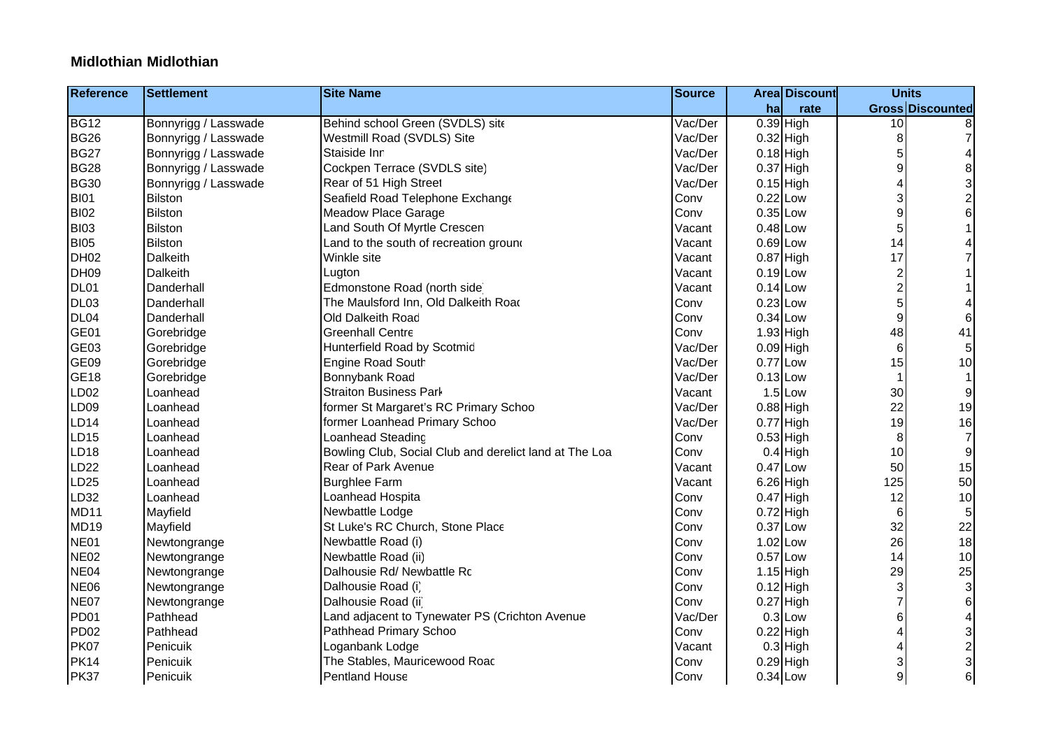## Midlothian Midlothian

| Reference | Settlement | Site Name | Source | Area | Discount | Units | |
|---|---|---|---|---|---|---|---|
| | | | | ha | rate | Gross | Discounted |
| BG12 | Bonnyrigg / Lasswade | Behind school Green (SVDLS) site | Vac/Der | 0.39 | High | 10 | 8 |
| BG26 | Bonnyrigg / Lasswade | Westmill Road (SVDLS) Site | Vac/Der | 0.32 | High | 8 | 7 |
| BG27 | Bonnyrigg / Lasswade | Staiside Inn | Vac/Der | 0.18 | High | 5 | 4 |
| BG28 | Bonnyrigg / Lasswade | Cockpen Terrace (SVDLS site) | Vac/Der | 0.37 | High | 9 | 8 |
| BG30 | Bonnyrigg / Lasswade | Rear of 51 High Street | Vac/Der | 0.15 | High | 4 | 3 |
| BI01 | Bilston | Seafield Road Telephone Exchange | Conv | 0.22 | Low | 3 | 2 |
| BI02 | Bilston | Meadow Place Garage | Conv | 0.35 | Low | 9 | 6 |
| BI03 | Bilston | Land South Of Myrtle Crescen | Vacant | 0.48 | Low | 5 | 1 |
| BI05 | Bilston | Land to the south of recreation ground | Vacant | 0.69 | Low | 14 | 4 |
| DH02 | Dalkeith | Winkle site | Vacant | 0.87 | High | 17 | 7 |
| DH09 | Dalkeith | Lugton | Vacant | 0.19 | Low | 2 | 1 |
| DL01 | Danderhall | Edmonstone Road (north side | Vacant | 0.14 | Low | 2 | 1 |
| DL03 | Danderhall | The Maulsford Inn, Old Dalkeith Road | Conv | 0.23 | Low | 5 | 4 |
| DL04 | Danderhall | Old Dalkeith Road | Conv | 0.34 | Low | 9 | 6 |
| GE01 | Gorebridge | Greenhall Centre | Conv | 1.93 | High | 48 | 41 |
| GE03 | Gorebridge | Hunterfield Road by Scotmid | Vac/Der | 0.09 | High | 6 | 5 |
| GE09 | Gorebridge | Engine Road South | Vac/Der | 0.77 | Low | 15 | 10 |
| GE18 | Gorebridge | Bonnybank Road | Vac/Der | 0.13 | Low | 1 | 1 |
| LD02 | Loanhead | Straiton Business Park | Vacant | 1.5 | Low | 30 | 9 |
| LD09 | Loanhead | former St Margaret's RC Primary Schoo | Vac/Der | 0.88 | High | 22 | 19 |
| LD14 | Loanhead | former Loanhead Primary Schoo | Vac/Der | 0.77 | High | 19 | 16 |
| LD15 | Loanhead | Loanhead Steading | Conv | 0.53 | High | 8 | 7 |
| LD18 | Loanhead | Bowling Club, Social Club and derelict land at The Loa | Conv | 0.4 | High | 10 | 9 |
| LD22 | Loanhead | Rear of Park Avenue | Vacant | 0.47 | Low | 50 | 15 |
| LD25 | Loanhead | Burghlee Farm | Vacant | 6.26 | High | 125 | 50 |
| LD32 | Loanhead | Loanhead Hospita | Conv | 0.47 | High | 12 | 10 |
| MD11 | Mayfield | Newbattle Lodge | Conv | 0.72 | High | 6 | 5 |
| MD19 | Mayfield | St Luke's RC Church, Stone Place | Conv | 0.37 | Low | 32 | 22 |
| NE01 | Newtongrange | Newbattle Road (i) | Conv | 1.02 | Low | 26 | 18 |
| NE02 | Newtongrange | Newbattle Road (ii) | Conv | 0.57 | Low | 14 | 10 |
| NE04 | Newtongrange | Dalhousie Rd/ Newbattle Rd | Conv | 1.15 | High | 29 | 25 |
| NE06 | Newtongrange | Dalhousie Road (i) | Conv | 0.12 | High | 3 | 3 |
| NE07 | Newtongrange | Dalhousie Road (ii) | Conv | 0.27 | High | 7 | 6 |
| PD01 | Pathhead | Land adjacent to Tynewater PS (Crichton Avenue | Vac/Der | 0.3 | Low | 6 | 4 |
| PD02 | Pathhead | Pathhead Primary Schoo | Conv | 0.22 | High | 4 | 3 |
| PK07 | Penicuik | Loganbank Lodge | Vacant | 0.3 | High | 4 | 2 |
| PK14 | Penicuik | The Stables, Mauricewood Road | Conv | 0.29 | High | 3 | 3 |
| PK37 | Penicuik | Pentland House | Conv | 0.34 | Low | 9 | 6 |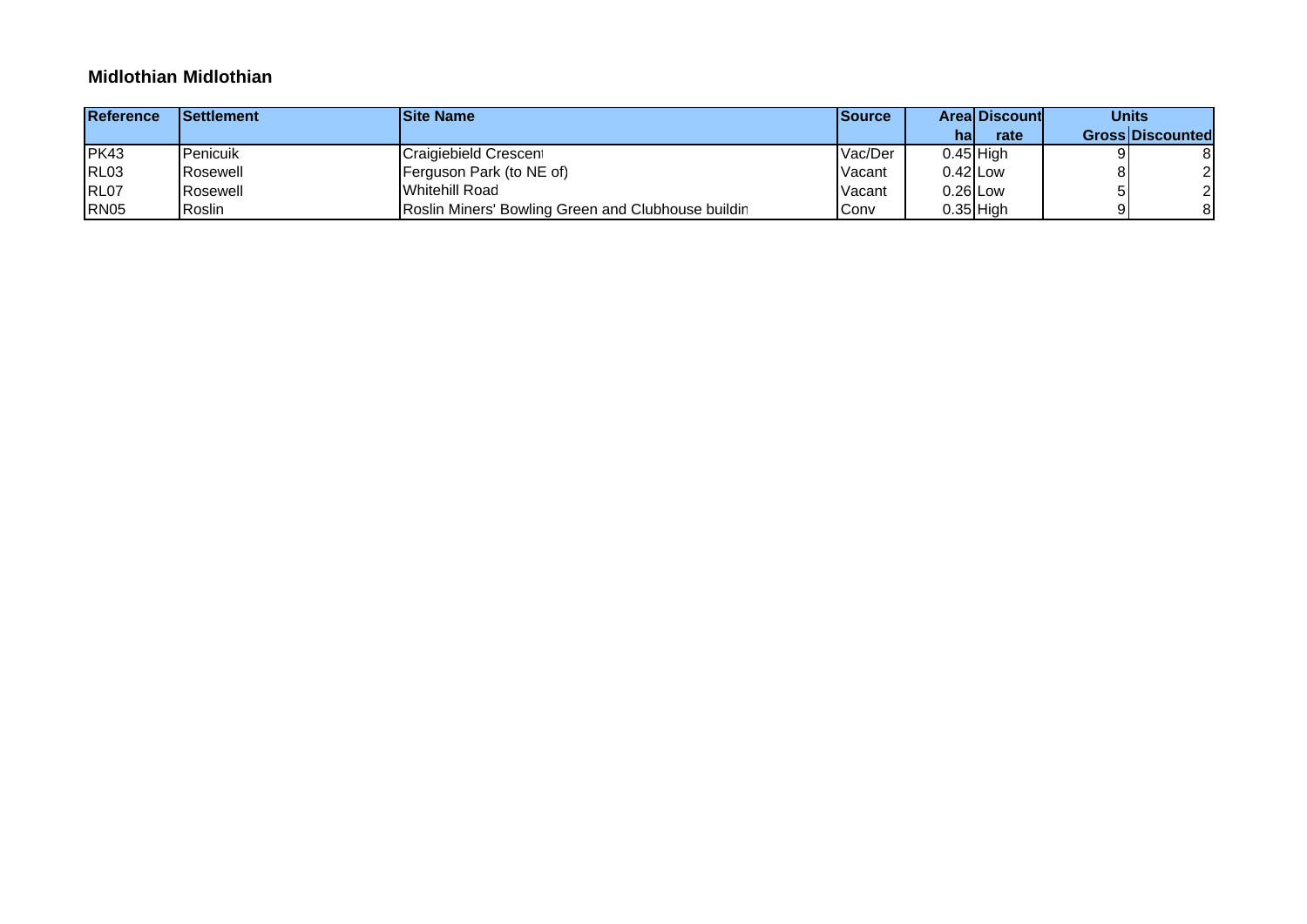**Midlothian Midlothian**

| Reference | Settlement | Site Name | Source | Area ha | Discount rate | Units Gross | Units Discounted |
|---|---|---|---|---|---|---|---|
| PK43 | Penicuik | Craigiebield Crescent | Vac/Der | 0.45 | High | 9 | 8 |
| RL03 | Rosewell | Ferguson Park (to NE of) | Vacant | 0.42 | Low | 8 | 2 |
| RL07 | Rosewell | Whitehill Road | Vacant | 0.26 | Low | 5 | 2 |
| RN05 | Roslin | Roslin Miners' Bowling Green and Clubhouse buildin | Conv | 0.35 | High | 9 | 8 |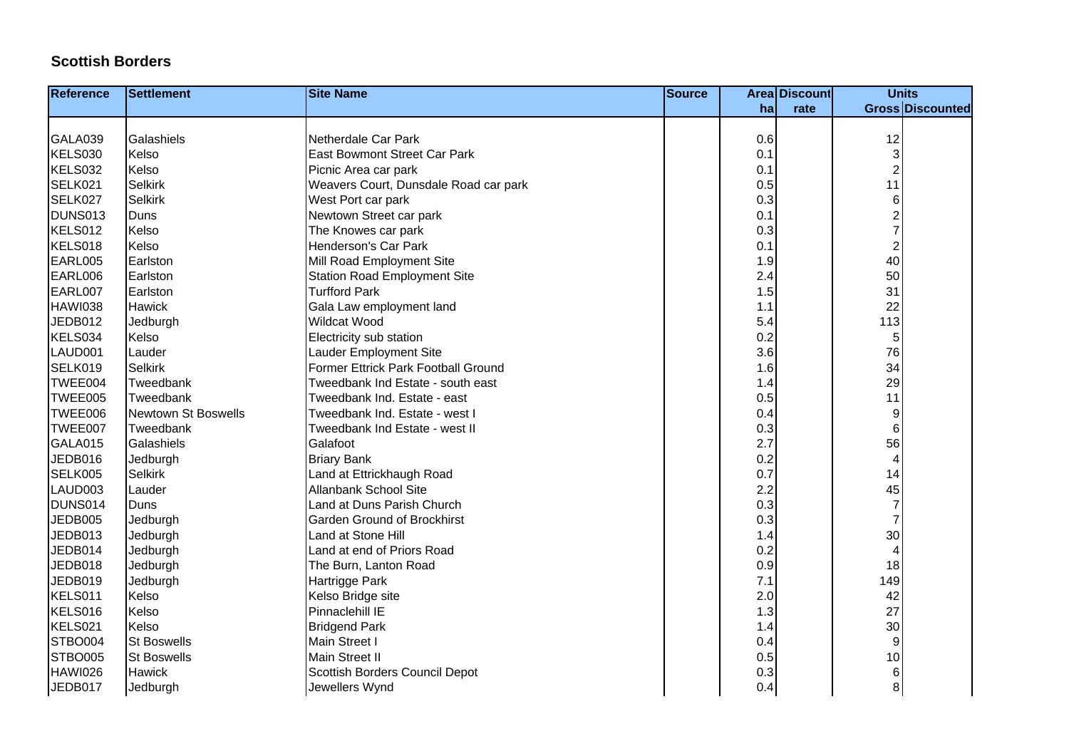## Scottish Borders

| Reference | Settlement | Site Name | Source | Area ha | Discount rate | Units Gross | Units Discounted |
|---|---|---|---|---|---|---|---|
| GALA039 | Galashiels | Netherdale Car Park | | 0.6 | | 12 | |
| KELS030 | Kelso | East Bowmont Street Car Park | | 0.1 | | 3 | |
| KELS032 | Kelso | Picnic Area car park | | 0.1 | | 2 | |
| SELK021 | Selkirk | Weavers Court, Dunsdale Road car park | | 0.5 | | 11 | |
| SELK027 | Selkirk | West Port car park | | 0.3 | | 6 | |
| DUNS013 | Duns | Newtown Street car park | | 0.1 | | 2 | |
| KELS012 | Kelso | The Knowes car park | | 0.3 | | 7 | |
| KELS018 | Kelso | Henderson's Car Park | | 0.1 | | 2 | |
| EARL005 | Earlston | Mill Road Employment Site | | 1.9 | | 40 | |
| EARL006 | Earlston | Station Road Employment Site | | 2.4 | | 50 | |
| EARL007 | Earlston | Turfford Park | | 1.5 | | 31 | |
| HAWI038 | Hawick | Gala Law employment land | | 1.1 | | 22 | |
| JEDB012 | Jedburgh | Wildcat Wood | | 5.4 | | 113 | |
| KELS034 | Kelso | Electricity sub station | | 0.2 | | 5 | |
| LAUD001 | Lauder | Lauder Employment Site | | 3.6 | | 76 | |
| SELK019 | Selkirk | Former Ettrick Park Football Ground | | 1.6 | | 34 | |
| TWEE004 | Tweedbank | Tweedbank Ind Estate - south east | | 1.4 | | 29 | |
| TWEE005 | Tweedbank | Tweedbank Ind. Estate - east | | 0.5 | | 11 | |
| TWEE006 | Newtown St Boswells | Tweedbank Ind. Estate - west I | | 0.4 | | 9 | |
| TWEE007 | Tweedbank | Tweedbank Ind Estate - west II | | 0.3 | | 6 | |
| GALA015 | Galashiels | Galafoot | | 2.7 | | 56 | |
| JEDB016 | Jedburgh | Briary Bank | | 0.2 | | 4 | |
| SELK005 | Selkirk | Land at Ettrickhaugh Road | | 0.7 | | 14 | |
| LAUD003 | Lauder | Allanbank School Site | | 2.2 | | 45 | |
| DUNS014 | Duns | Land at Duns Parish Church | | 0.3 | | 7 | |
| JEDB005 | Jedburgh | Garden Ground of Brockhirst | | 0.3 | | 7 | |
| JEDB013 | Jedburgh | Land at Stone Hill | | 1.4 | | 30 | |
| JEDB014 | Jedburgh | Land at end of Priors Road | | 0.2 | | 4 | |
| JEDB018 | Jedburgh | The Burn, Lanton Road | | 0.9 | | 18 | |
| JEDB019 | Jedburgh | Hartrigge Park | | 7.1 | | 149 | |
| KELS011 | Kelso | Kelso Bridge site | | 2.0 | | 42 | |
| KELS016 | Kelso | Pinnaclehill IE | | 1.3 | | 27 | |
| KELS021 | Kelso | Bridgend Park | | 1.4 | | 30 | |
| STBO004 | St Boswells | Main Street I | | 0.4 | | 9 | |
| STBO005 | St Boswells | Main Street II | | 0.5 | | 10 | |
| HAWI026 | Hawick | Scottish Borders Council Depot | | 0.3 | | 6 | |
| JEDB017 | Jedburgh | Jewellers Wynd | | 0.4 | | 8 | |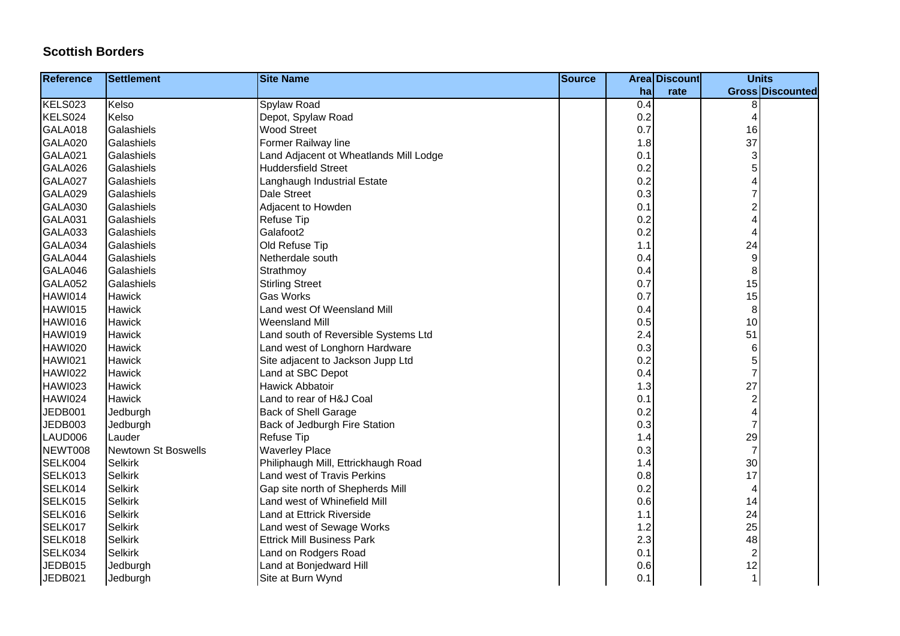## Scottish Borders

| Reference | Settlement | Site Name | Source | Area | Discount | Units | |
|---|---|---|---|---|---|---|---|
| | | | | ha | rate | Gross | Discounted |
| KELS023 | Kelso | Spylaw Road | | 0.4 | | 8 | |
| KELS024 | Kelso | Depot, Spylaw Road | | 0.2 | | 4 | |
| GALA018 | Galashiels | Wood Street | | 0.7 | | 16 | |
| GALA020 | Galashiels | Former Railway line | | 1.8 | | 37 | |
| GALA021 | Galashiels | Land Adjacent ot Wheatlands Mill Lodge | | 0.1 | | 3 | |
| GALA026 | Galashiels | Huddersfield Street | | 0.2 | | 5 | |
| GALA027 | Galashiels | Langhaugh Industrial Estate | | 0.2 | | 4 | |
| GALA029 | Galashiels | Dale Street | | 0.3 | | 7 | |
| GALA030 | Galashiels | Adjacent to Howden | | 0.1 | | 2 | |
| GALA031 | Galashiels | Refuse Tip | | 0.2 | | 4 | |
| GALA033 | Galashiels | Galafoot2 | | 0.2 | | 4 | |
| GALA034 | Galashiels | Old Refuse Tip | | 1.1 | | 24 | |
| GALA044 | Galashiels | Netherdale south | | 0.4 | | 9 | |
| GALA046 | Galashiels | Strathmoy | | 0.4 | | 8 | |
| GALA052 | Galashiels | Stirling Street | | 0.7 | | 15 | |
| HAWI014 | Hawick | Gas Works | | 0.7 | | 15 | |
| HAWI015 | Hawick | Land west Of Weensland Mill | | 0.4 | | 8 | |
| HAWI016 | Hawick | Weensland Mill | | 0.5 | | 10 | |
| HAWI019 | Hawick | Land south of Reversible Systems Ltd | | 2.4 | | 51 | |
| HAWI020 | Hawick | Land west of Longhorn Hardware | | 0.3 | | 6 | |
| HAWI021 | Hawick | Site adjacent to Jackson Jupp Ltd | | 0.2 | | 5 | |
| HAWI022 | Hawick | Land at SBC Depot | | 0.4 | | 7 | |
| HAWI023 | Hawick | Hawick Abbatoir | | 1.3 | | 27 | |
| HAWI024 | Hawick | Land to rear of H&J Coal | | 0.1 | | 2 | |
| JEDB001 | Jedburgh | Back of Shell Garage | | 0.2 | | 4 | |
| JEDB003 | Jedburgh | Back of Jedburgh Fire Station | | 0.3 | | 7 | |
| LAUD006 | Lauder | Refuse Tip | | 1.4 | | 29 | |
| NEWT008 | Newtown St Boswells | Waverley Place | | 0.3 | | 7 | |
| SELK004 | Selkirk | Philiphaugh Mill, Ettrickhaugh Road | | 1.4 | | 30 | |
| SELK013 | Selkirk | Land west of Travis Perkins | | 0.8 | | 17 | |
| SELK014 | Selkirk | Gap site north of Shepherds Mill | | 0.2 | | 4 | |
| SELK015 | Selkirk | Land west of Whinefield Mill | | 0.6 | | 14 | |
| SELK016 | Selkirk | Land at Ettrick Riverside | | 1.1 | | 24 | |
| SELK017 | Selkirk | Land west of Sewage Works | | 1.2 | | 25 | |
| SELK018 | Selkirk | Ettrick Mill Business Park | | 2.3 | | 48 | |
| SELK034 | Selkirk | Land on Rodgers Road | | 0.1 | | 2 | |
| JEDB015 | Jedburgh | Land at Bonjedward Hill | | 0.6 | | 12 | |
| JEDB021 | Jedburgh | Site at Burn Wynd | | 0.1 | | 1 | |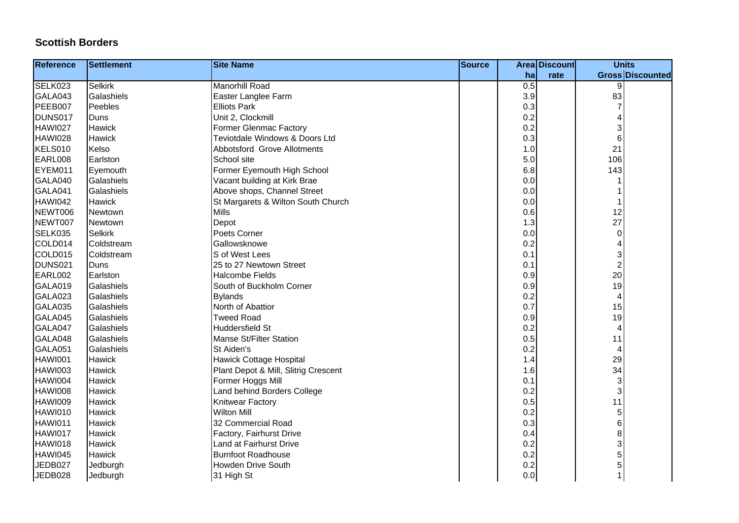## Scottish Borders

| Reference | Settlement | Site Name | Source | Area ha | Discount rate | Units Gross | Units Discounted |
|---|---|---|---|---|---|---|---|
| SELK023 | Selkirk | Manorhill Road | | 0.5 | | 9 | |
| GALA043 | Galashiels | Easter Langlee Farm | | 3.9 | | 83 | |
| PEEB007 | Peebles | Elliots Park | | 0.3 | | 7 | |
| DUNS017 | Duns | Unit 2, Clockmill | | 0.2 | | 4 | |
| HAWI027 | Hawick | Former Glenmac Factory | | 0.2 | | 3 | |
| HAWI028 | Hawick | Teviotdale Windows & Doors Ltd | | 0.3 | | 6 | |
| KELS010 | Kelso | Abbotsford Grove Allotments | | 1.0 | | 21 | |
| EARL008 | Earlston | School site | | 5.0 | | 106 | |
| EYEM011 | Eyemouth | Former Eyemouth High School | | 6.8 | | 143 | |
| GALA040 | Galashiels | Vacant building at Kirk Brae | | 0.0 | | 1 | |
| GALA041 | Galashiels | Above shops, Channel Street | | 0.0 | | 1 | |
| HAWI042 | Hawick | St Margarets & Wilton South Church | | 0.0 | | 1 | |
| NEWT006 | Newtown | Mills | | 0.6 | | 12 | |
| NEWT007 | Newtown | Depot | | 1.3 | | 27 | |
| SELK035 | Selkirk | Poets Corner | | 0.0 | | 0 | |
| COLD014 | Coldstream | Gallowsknowe | | 0.2 | | 4 | |
| COLD015 | Coldstream | S of West Lees | | 0.1 | | 3 | |
| DUNS021 | Duns | 25 to 27 Newtown Street | | 0.1 | | 2 | |
| EARL002 | Earlston | Halcombe Fields | | 0.9 | | 20 | |
| GALA019 | Galashiels | South of Buckholm Corner | | 0.9 | | 19 | |
| GALA023 | Galashiels | Bylands | | 0.2 | | 4 | |
| GALA035 | Galashiels | North of Abattior | | 0.7 | | 15 | |
| GALA045 | Galashiels | Tweed Road | | 0.9 | | 19 | |
| GALA047 | Galashiels | Huddersfield St | | 0.2 | | 4 | |
| GALA048 | Galashiels | Manse St/Filter Station | | 0.5 | | 11 | |
| GALA051 | Galashiels | St Aiden's | | 0.2 | | 4 | |
| HAWI001 | Hawick | Hawick Cottage Hospital | | 1.4 | | 29 | |
| HAWI003 | Hawick | Plant Depot & Mill, Slitrig Crescent | | 1.6 | | 34 | |
| HAWI004 | Hawick | Former Hoggs Mill | | 0.1 | | 3 | |
| HAWI008 | Hawick | Land behind Borders College | | 0.2 | | 3 | |
| HAWI009 | Hawick | Knitwear Factory | | 0.5 | | 11 | |
| HAWI010 | Hawick | Wilton Mill | | 0.2 | | 5 | |
| HAWI011 | Hawick | 32 Commercial Road | | 0.3 | | 6 | |
| HAWI017 | Hawick | Factory, Fairhurst Drive | | 0.4 | | 8 | |
| HAWI018 | Hawick | Land at Fairhurst Drive | | 0.2 | | 3 | |
| HAWI045 | Hawick | Burnfoot Roadhouse | | 0.2 | | 5 | |
| JEDB027 | Jedburgh | Howden Drive South | | 0.2 | | 5 | |
| JEDB028 | Jedburgh | 31 High St | | 0.0 | | 1 | |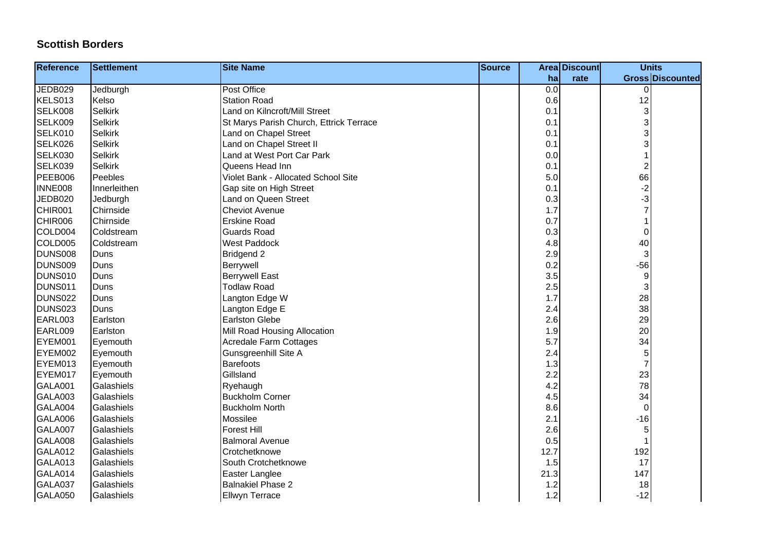## Scottish Borders

| Reference | Settlement | Site Name | Source | Area | Discount | Units | |
|---|---|---|---|---|---|---|---|
| | | | | ha | rate | Gross | Discounted |
| JEDB029 | Jedburgh | Post Office | | 0.0 | | 0 | |
| KELS013 | Kelso | Station Road | | 0.6 | | 12 | |
| SELK008 | Selkirk | Land on Kilncroft/Mill Street | | 0.1 | | 3 | |
| SELK009 | Selkirk | St Marys Parish Church, Ettrick Terrace | | 0.1 | | 3 | |
| SELK010 | Selkirk | Land on Chapel Street | | 0.1 | | 3 | |
| SELK026 | Selkirk | Land on Chapel Street II | | 0.1 | | 3 | |
| SELK030 | Selkirk | Land at West Port Car Park | | 0.0 | | 1 | |
| SELK039 | Selkirk | Queens Head Inn | | 0.1 | | 2 | |
| PEEB006 | Peebles | Violet Bank - Allocated School Site | | 5.0 | | 66 | |
| INNE008 | Innerleithen | Gap site on High Street | | 0.1 | | -2 | |
| JEDB020 | Jedburgh | Land on Queen Street | | 0.3 | | -3 | |
| CHIR001 | Chirnside | Cheviot Avenue | | 1.7 | | 7 | |
| CHIR006 | Chirnside | Erskine Road | | 0.7 | | 1 | |
| COLD004 | Coldstream | Guards Road | | 0.3 | | 0 | |
| COLD005 | Coldstream | West Paddock | | 4.8 | | 40 | |
| DUNS008 | Duns | Bridgend 2 | | 2.9 | | 3 | |
| DUNS009 | Duns | Berrywell | | 0.2 | | -56 | |
| DUNS010 | Duns | Berrywell East | | 3.5 | | 9 | |
| DUNS011 | Duns | Todlaw Road | | 2.5 | | 3 | |
| DUNS022 | Duns | Langton Edge W | | 1.7 | | 28 | |
| DUNS023 | Duns | Langton Edge E | | 2.4 | | 38 | |
| EARL003 | Earlston | Earlston Glebe | | 2.6 | | 29 | |
| EARL009 | Earlston | Mill Road Housing Allocation | | 1.9 | | 20 | |
| EYEM001 | Eyemouth | Acredale Farm Cottages | | 5.7 | | 34 | |
| EYEM002 | Eyemouth | Gunsgreenhill Site A | | 2.4 | | 5 | |
| EYEM013 | Eyemouth | Barefoots | | 1.3 | | 7 | |
| EYEM017 | Eyemouth | Gillsland | | 2.2 | | 23 | |
| GALA001 | Galashiels | Ryehaugh | | 4.2 | | 78 | |
| GALA003 | Galashiels | Buckholm Corner | | 4.5 | | 34 | |
| GALA004 | Galashiels | Buckholm North | | 8.6 | | 0 | |
| GALA006 | Galashiels | Mossilee | | 2.1 | | -16 | |
| GALA007 | Galashiels | Forest Hill | | 2.6 | | 5 | |
| GALA008 | Galashiels | Balmoral Avenue | | 0.5 | | 1 | |
| GALA012 | Galashiels | Crotchetknowe | | 12.7 | | 192 | |
| GALA013 | Galashiels | South Crotchetknowe | | 1.5 | | 17 | |
| GALA014 | Galashiels | Easter Langlee | | 21.3 | | 147 | |
| GALA037 | Galashiels | Balnakiel Phase 2 | | 1.2 | | 18 | |
| GALA050 | Galashiels | Ellwyn Terrace | | 1.2 | | -12 | |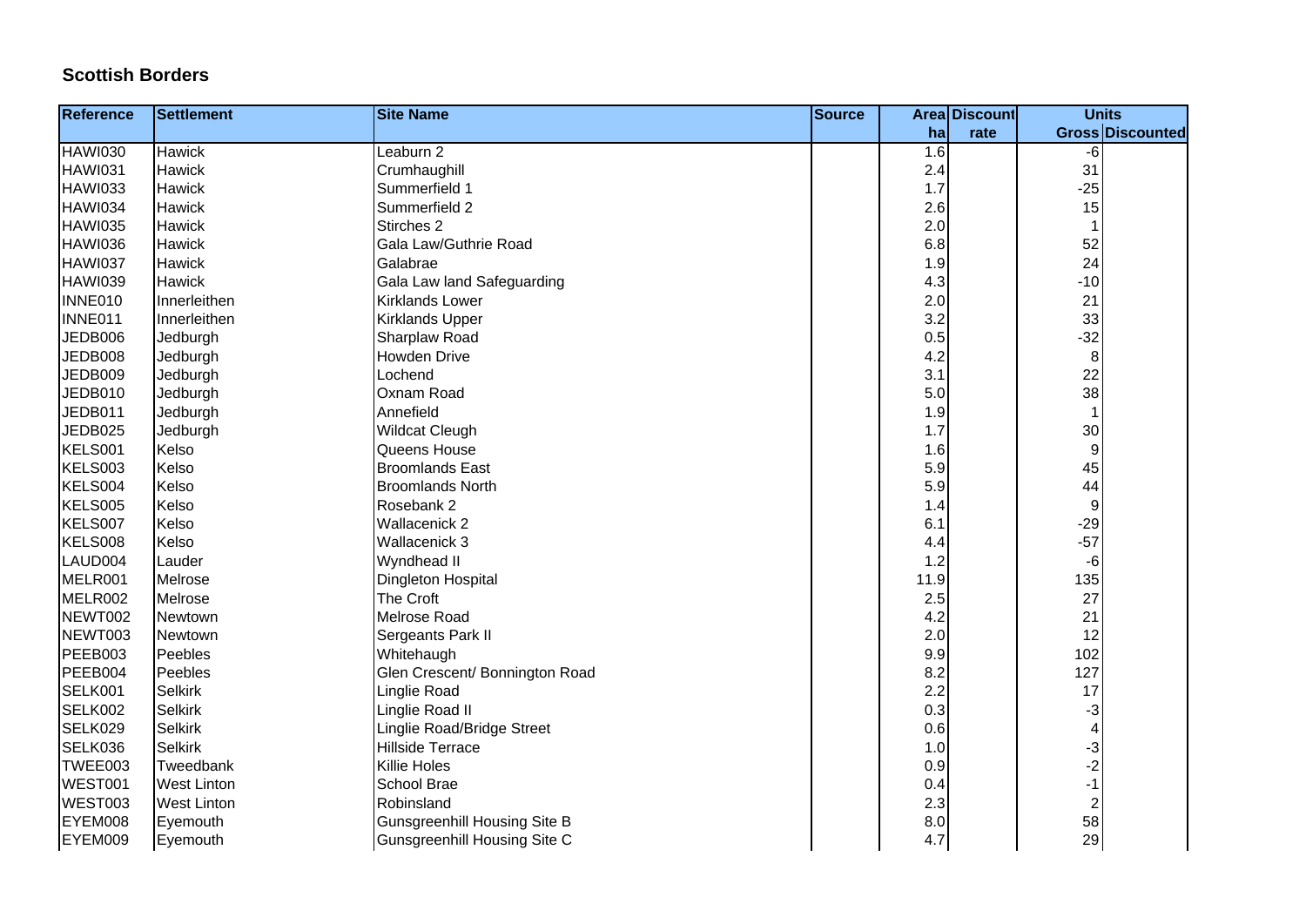## Scottish Borders

| Reference | Settlement | Site Name | Source | Area | Discount | Units | |
|---|---|---|---|---|---|---|---|
| | | | | ha | rate | Gross | Discounted |
| HAWI030 | Hawick | Leaburn 2 | | 1.6 | | -6 | |
| HAWI031 | Hawick | Crumhaughill | | 2.4 | | 31 | |
| HAWI033 | Hawick | Summerfield 1 | | 1.7 | | -25 | |
| HAWI034 | Hawick | Summerfield 2 | | 2.6 | | 15 | |
| HAWI035 | Hawick | Stirches 2 | | 2.0 | | 1 | |
| HAWI036 | Hawick | Gala Law/Guthrie Road | | 6.8 | | 52 | |
| HAWI037 | Hawick | Galabrae | | 1.9 | | 24 | |
| HAWI039 | Hawick | Gala Law land Safeguarding | | 4.3 | | -10 | |
| INNE010 | Innerleithen | Kirklands Lower | | 2.0 | | 21 | |
| INNE011 | Innerleithen | Kirklands Upper | | 3.2 | | 33 | |
| JEDB006 | Jedburgh | Sharplaw Road | | 0.5 | | -32 | |
| JEDB008 | Jedburgh | Howden Drive | | 4.2 | | 8 | |
| JEDB009 | Jedburgh | Lochend | | 3.1 | | 22 | |
| JEDB010 | Jedburgh | Oxnam Road | | 5.0 | | 38 | |
| JEDB011 | Jedburgh | Annefield | | 1.9 | | 1 | |
| JEDB025 | Jedburgh | Wildcat Cleugh | | 1.7 | | 30 | |
| KELS001 | Kelso | Queens House | | 1.6 | | 9 | |
| KELS003 | Kelso | Broomlands East | | 5.9 | | 45 | |
| KELS004 | Kelso | Broomlands North | | 5.9 | | 44 | |
| KELS005 | Kelso | Rosebank 2 | | 1.4 | | 9 | |
| KELS007 | Kelso | Wallacenick 2 | | 6.1 | | -29 | |
| KELS008 | Kelso | Wallacenick 3 | | 4.4 | | -57 | |
| LAUD004 | Lauder | Wyndhead II | | 1.2 | | -6 | |
| MELR001 | Melrose | Dingleton Hospital | | 11.9 | | 135 | |
| MELR002 | Melrose | The Croft | | 2.5 | | 27 | |
| NEWT002 | Newtown | Melrose Road | | 4.2 | | 21 | |
| NEWT003 | Newtown | Sergeants Park II | | 2.0 | | 12 | |
| PEEB003 | Peebles | Whitehaugh | | 9.9 | | 102 | |
| PEEB004 | Peebles | Glen Crescent/ Bonnington Road | | 8.2 | | 127 | |
| SELK001 | Selkirk | Linglie Road | | 2.2 | | 17 | |
| SELK002 | Selkirk | Linglie Road II | | 0.3 | | -3 | |
| SELK029 | Selkirk | Linglie Road/Bridge Street | | 0.6 | | 4 | |
| SELK036 | Selkirk | Hillside Terrace | | 1.0 | | -3 | |
| TWEE003 | Tweedbank | Killie Holes | | 0.9 | | -2 | |
| WEST001 | West Linton | School Brae | | 0.4 | | -1 | |
| WEST003 | West Linton | Robinsland | | 2.3 | | 2 | |
| EYEM008 | Eyemouth | Gunsgreenhill Housing Site B | | 8.0 | | 58 | |
| EYEM009 | Eyemouth | Gunsgreenhill Housing Site C | | 4.7 | | 29 | |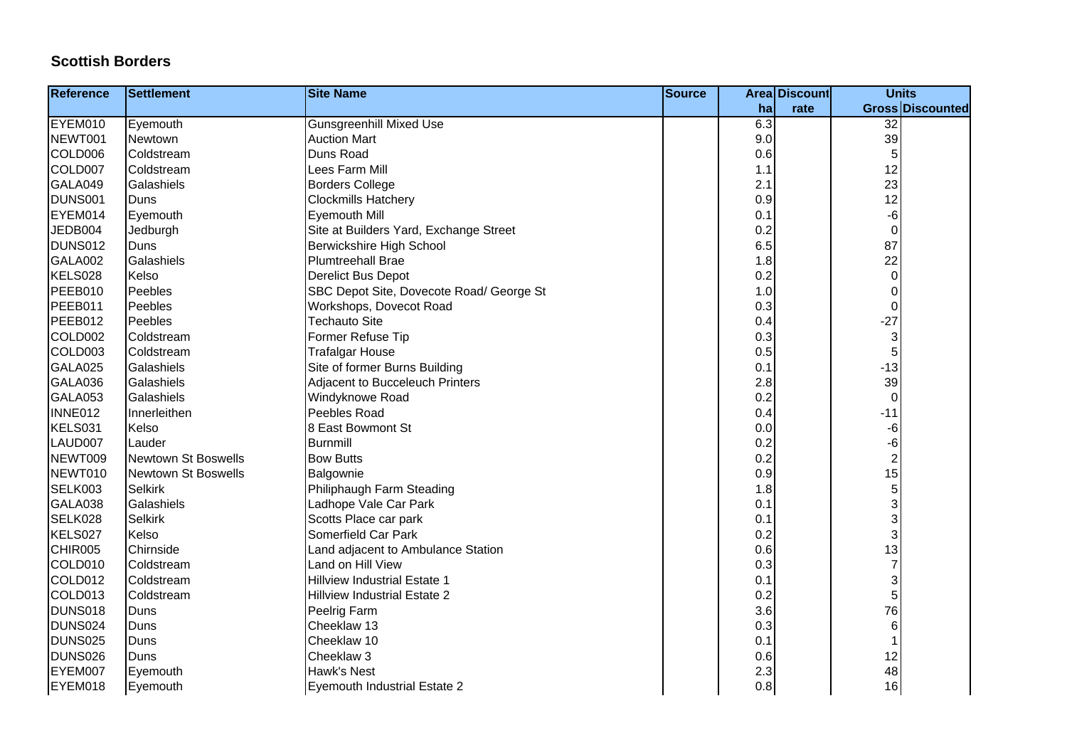## Scottish Borders

| Reference | Settlement | Site Name | Source | Area | Discount | Units | |
|---|---|---|---|---|---|---|---|
| | | | | ha | rate | Gross | Discounted |
| EYEM010 | Eyemouth | Gunsgreenhill Mixed Use | | 6.3 | | 32 | |
| NEWT001 | Newtown | Auction Mart | | 9.0 | | 39 | |
| COLD006 | Coldstream | Duns Road | | 0.6 | | 5 | |
| COLD007 | Coldstream | Lees Farm Mill | | 1.1 | | 12 | |
| GALA049 | Galashiels | Borders College | | 2.1 | | 23 | |
| DUNS001 | Duns | Clockmills Hatchery | | 0.9 | | 12 | |
| EYEM014 | Eyemouth | Eyemouth Mill | | 0.1 | | -6 | |
| JEDB004 | Jedburgh | Site at Builders Yard, Exchange Street | | 0.2 | | 0 | |
| DUNS012 | Duns | Berwickshire High School | | 6.5 | | 87 | |
| GALA002 | Galashiels | Plumtreehall Brae | | 1.8 | | 22 | |
| KELS028 | Kelso | Derelict Bus Depot | | 0.2 | | 0 | |
| PEEB010 | Peebles | SBC Depot Site, Dovecote Road/ George St | | 1.0 | | 0 | |
| PEEB011 | Peebles | Workshops, Dovecot Road | | 0.3 | | 0 | |
| PEEB012 | Peebles | Techauto Site | | 0.4 | | -27 | |
| COLD002 | Coldstream | Former Refuse Tip | | 0.3 | | 3 | |
| COLD003 | Coldstream | Trafalgar House | | 0.5 | | 5 | |
| GALA025 | Galashiels | Site of former Burns Building | | 0.1 | | -13 | |
| GALA036 | Galashiels | Adjacent to Bucceleuch Printers | | 2.8 | | 39 | |
| GALA053 | Galashiels | Windyknowe Road | | 0.2 | | 0 | |
| INNE012 | Innerleithen | Peebles Road | | 0.4 | | -11 | |
| KELS031 | Kelso | 8 East Bowmont St | | 0.0 | | -6 | |
| LAUD007 | Lauder | Burnmill | | 0.2 | | -6 | |
| NEWT009 | Newtown St Boswells | Bow Butts | | 0.2 | | 2 | |
| NEWT010 | Newtown St Boswells | Balgownie | | 0.9 | | 15 | |
| SELK003 | Selkirk | Philiphaugh Farm Steading | | 1.8 | | 5 | |
| GALA038 | Galashiels | Ladhope Vale Car Park | | 0.1 | | 3 | |
| SELK028 | Selkirk | Scotts Place car park | | 0.1 | | 3 | |
| KELS027 | Kelso | Somerfield Car Park | | 0.2 | | 3 | |
| CHIR005 | Chirnside | Land adjacent to Ambulance Station | | 0.6 | | 13 | |
| COLD010 | Coldstream | Land on Hill View | | 0.3 | | 7 | |
| COLD012 | Coldstream | Hillview Industrial Estate 1 | | 0.1 | | 3 | |
| COLD013 | Coldstream | Hillview Industrial Estate 2 | | 0.2 | | 5 | |
| DUNS018 | Duns | Peelrig Farm | | 3.6 | | 76 | |
| DUNS024 | Duns | Cheeklaw 13 | | 0.3 | | 6 | |
| DUNS025 | Duns | Cheeklaw 10 | | 0.1 | | 1 | |
| DUNS026 | Duns | Cheeklaw 3 | | 0.6 | | 12 | |
| EYEM007 | Eyemouth | Hawk's Nest | | 2.3 | | 48 | |
| EYEM018 | Eyemouth | Eyemouth Industrial Estate 2 | | 0.8 | | 16 | |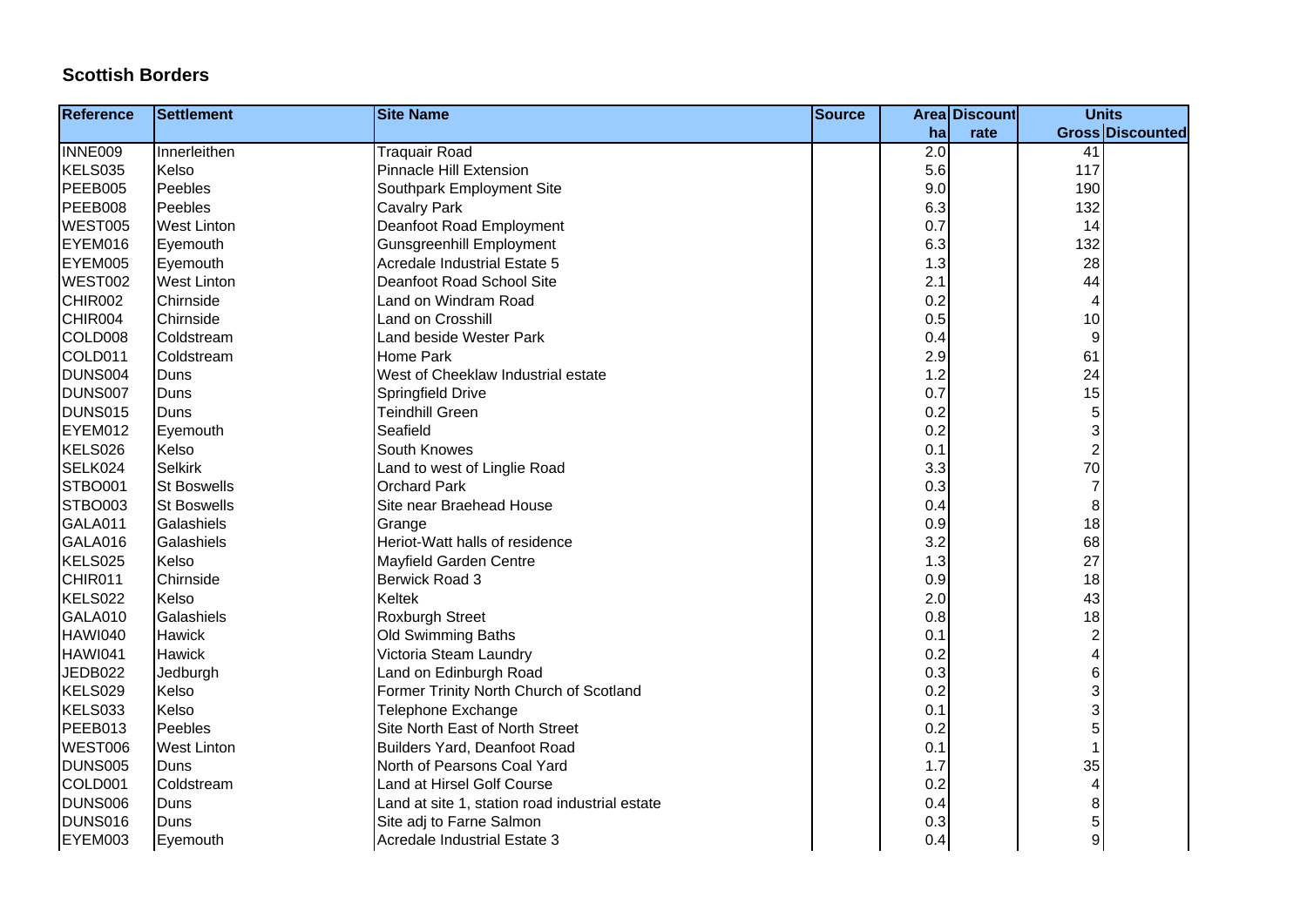## Scottish Borders

| Reference | Settlement | Site Name | Source | Area | Discount | Units | |
|---|---|---|---|---|---|---|---|
| | | | | ha | rate | Gross | Discounted |
| INNE009 | Innerleithen | Traquair Road | | 2.0 | | 41 | |
| KELS035 | Kelso | Pinnacle Hill Extension | | 5.6 | | 117 | |
| PEEB005 | Peebles | Southpark Employment Site | | 9.0 | | 190 | |
| PEEB008 | Peebles | Cavalry Park | | 6.3 | | 132 | |
| WEST005 | West Linton | Deanfoot Road Employment | | 0.7 | | 14 | |
| EYEM016 | Eyemouth | Gunsgreenhill Employment | | 6.3 | | 132 | |
| EYEM005 | Eyemouth | Acredale Industrial Estate 5 | | 1.3 | | 28 | |
| WEST002 | West Linton | Deanfoot Road School Site | | 2.1 | | 44 | |
| CHIR002 | Chirnside | Land on Windram Road | | 0.2 | | 4 | |
| CHIR004 | Chirnside | Land on Crosshill | | 0.5 | | 10 | |
| COLD008 | Coldstream | Land beside Wester Park | | 0.4 | | 9 | |
| COLD011 | Coldstream | Home Park | | 2.9 | | 61 | |
| DUNS004 | Duns | West of Cheeklaw Industrial estate | | 1.2 | | 24 | |
| DUNS007 | Duns | Springfield Drive | | 0.7 | | 15 | |
| DUNS015 | Duns | Teindhill Green | | 0.2 | | 5 | |
| EYEM012 | Eyemouth | Seafield | | 0.2 | | 3 | |
| KELS026 | Kelso | South Knowes | | 0.1 | | 2 | |
| SELK024 | Selkirk | Land to west of Linglie Road | | 3.3 | | 70 | |
| STBO001 | St Boswells | Orchard Park | | 0.3 | | 7 | |
| STBO003 | St Boswells | Site near Braehead House | | 0.4 | | 8 | |
| GALA011 | Galashiels | Grange | | 0.9 | | 18 | |
| GALA016 | Galashiels | Heriot-Watt halls of residence | | 3.2 | | 68 | |
| KELS025 | Kelso | Mayfield Garden Centre | | 1.3 | | 27 | |
| CHIR011 | Chirnside | Berwick Road 3 | | 0.9 | | 18 | |
| KELS022 | Kelso | Keltek | | 2.0 | | 43 | |
| GALA010 | Galashiels | Roxburgh Street | | 0.8 | | 18 | |
| HAWI040 | Hawick | Old Swimming Baths | | 0.1 | | 2 | |
| HAWI041 | Hawick | Victoria Steam Laundry | | 0.2 | | 4 | |
| JEDB022 | Jedburgh | Land on Edinburgh Road | | 0.3 | | 6 | |
| KELS029 | Kelso | Former Trinity North Church of Scotland | | 0.2 | | 3 | |
| KELS033 | Kelso | Telephone Exchange | | 0.1 | | 3 | |
| PEEB013 | Peebles | Site North East of North Street | | 0.2 | | 5 | |
| WEST006 | West Linton | Builders Yard, Deanfoot Road | | 0.1 | | 1 | |
| DUNS005 | Duns | North of Pearsons Coal Yard | | 1.7 | | 35 | |
| COLD001 | Coldstream | Land at Hirsel Golf Course | | 0.2 | | 4 | |
| DUNS006 | Duns | Land at site 1, station road industrial estate | | 0.4 | | 8 | |
| DUNS016 | Duns | Site adj to Farne Salmon | | 0.3 | | 5 | |
| EYEM003 | Eyemouth | Acredale Industrial Estate 3 | | 0.4 | | 9 | |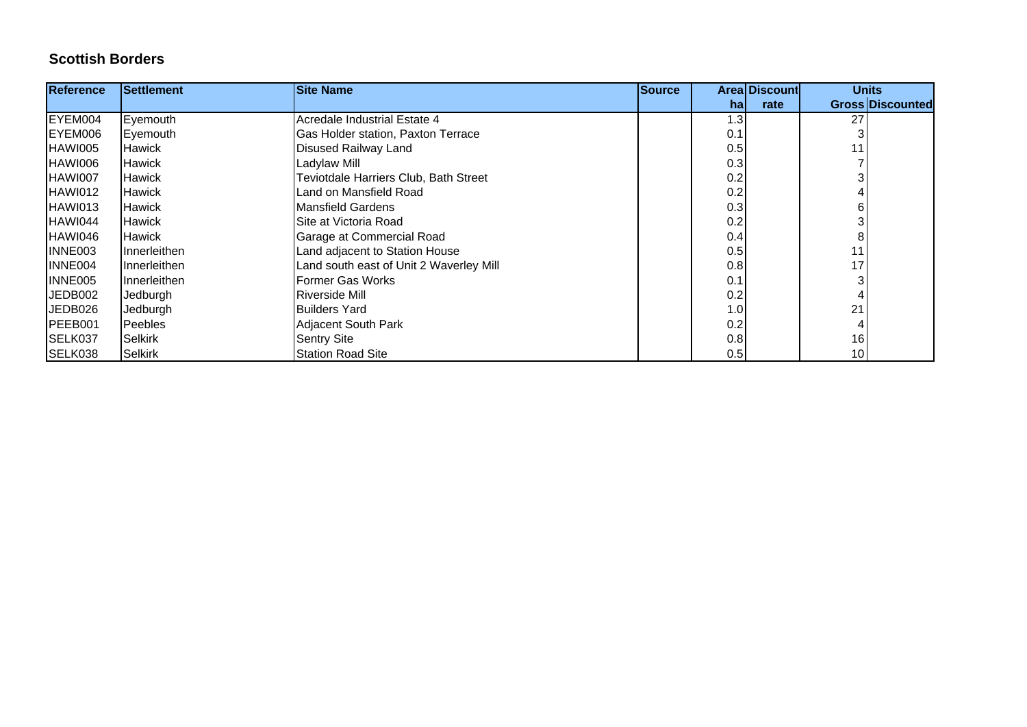## Scottish Borders

| Reference | Settlement | Site Name | Source | Area | Discount | Units | |
|---|---|---|---|---|---|---|---|
| | | | | ha | rate | Gross | Discounted |
| EYEM004 | Eyemouth | Acredale Industrial Estate 4 | | 1.3 | | 27 | |
| EYEM006 | Eyemouth | Gas Holder station, Paxton Terrace | | 0.1 | | 3 | |
| HAWI005 | Hawick | Disused Railway Land | | 0.5 | | 11 | |
| HAWI006 | Hawick | Ladylaw Mill | | 0.3 | | 7 | |
| HAWI007 | Hawick | Teviotdale Harriers Club, Bath Street | | 0.2 | | 3 | |
| HAWI012 | Hawick | Land on Mansfield Road | | 0.2 | | 4 | |
| HAWI013 | Hawick | Mansfield Gardens | | 0.3 | | 6 | |
| HAWI044 | Hawick | Site at Victoria Road | | 0.2 | | 3 | |
| HAWI046 | Hawick | Garage at Commercial Road | | 0.4 | | 8 | |
| INNE003 | Innerleithen | Land adjacent to Station House | | 0.5 | | 11 | |
| INNE004 | Innerleithen | Land south east of Unit 2 Waverley Mill | | 0.8 | | 17 | |
| INNE005 | Innerleithen | Former Gas Works | | 0.1 | | 3 | |
| JEDB002 | Jedburgh | Riverside Mill | | 0.2 | | 4 | |
| JEDB026 | Jedburgh | Builders Yard | | 1.0 | | 21 | |
| PEEB001 | Peebles | Adjacent South Park | | 0.2 | | 4 | |
| SELK037 | Selkirk | Sentry Site | | 0.8 | | 16 | |
| SELK038 | Selkirk | Station Road Site | | 0.5 | | 10 | |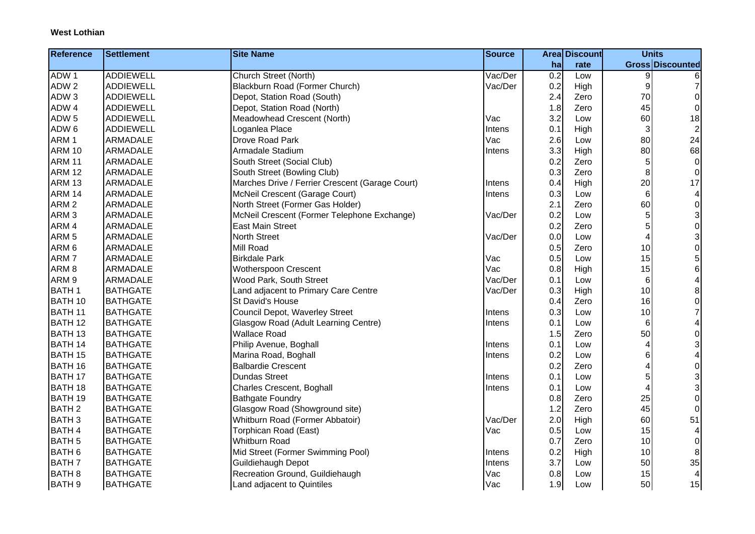**West Lothian**

| Reference | Settlement | Site Name | Source | Area | Discount | Units | |
|---|---|---|---|---|---|---|---|
| | | | | ha | rate | Gross | Discounted |
| ADW 1 | ADDIEWELL | Church Street (North) | Vac/Der | 0.2 | Low | 9 | 6 |
| ADW 2 | ADDIEWELL | Blackburn Road (Former Church) | Vac/Der | 0.2 | High | 9 | 7 |
| ADW 3 | ADDIEWELL | Depot, Station Road (South) | | 2.4 | Zero | 70 | 0 |
| ADW 4 | ADDIEWELL | Depot, Station Road (North) | | 1.8 | Zero | 45 | 0 |
| ADW 5 | ADDIEWELL | Meadowhead Crescent (North) | Vac | 3.2 | Low | 60 | 18 |
| ADW 6 | ADDIEWELL | Loganlea Place | Intens | 0.1 | High | 3 | 2 |
| ARM 1 | ARMADALE | Drove Road Park | Vac | 2.6 | Low | 80 | 24 |
| ARM 10 | ARMADALE | Armadale Stadium | Intens | 3.3 | High | 80 | 68 |
| ARM 11 | ARMADALE | South Street (Social Club) | | 0.2 | Zero | 5 | 0 |
| ARM 12 | ARMADALE | South Street (Bowling Club) | | 0.3 | Zero | 8 | 0 |
| ARM 13 | ARMADALE | Marches Drive / Ferrier Crescent (Garage Court) | Intens | 0.4 | High | 20 | 17 |
| ARM 14 | ARMADALE | McNeil Crescent (Garage Court) | Intens | 0.3 | Low | 6 | 4 |
| ARM 2 | ARMADALE | North Street (Former Gas Holder) | | 2.1 | Zero | 60 | 0 |
| ARM 3 | ARMADALE | McNeil Crescent (Former Telephone Exchange) | Vac/Der | 0.2 | Low | 5 | 3 |
| ARM 4 | ARMADALE | East Main Street | | 0.2 | Zero | 5 | 0 |
| ARM 5 | ARMADALE | North Street | Vac/Der | 0.0 | Low | 4 | 3 |
| ARM 6 | ARMADALE | Mill Road | | 0.5 | Zero | 10 | 0 |
| ARM 7 | ARMADALE | Birkdale Park | Vac | 0.5 | Low | 15 | 5 |
| ARM 8 | ARMADALE | Wotherspoon Crescent | Vac | 0.8 | High | 15 | 6 |
| ARM 9 | ARMADALE | Wood Park, South Street | Vac/Der | 0.1 | Low | 6 | 4 |
| BATH 1 | BATHGATE | Land adjacent to Primary Care Centre | Vac/Der | 0.3 | High | 10 | 8 |
| BATH 10 | BATHGATE | St David's House | | 0.4 | Zero | 16 | 0 |
| BATH 11 | BATHGATE | Council Depot, Waverley Street | Intens | 0.3 | Low | 10 | 7 |
| BATH 12 | BATHGATE | Glasgow Road (Adult Learning Centre) | Intens | 0.1 | Low | 6 | 4 |
| BATH 13 | BATHGATE | Wallace Road | | 1.5 | Zero | 50 | 0 |
| BATH 14 | BATHGATE | Philip Avenue, Boghall | Intens | 0.1 | Low | 4 | 3 |
| BATH 15 | BATHGATE | Marina Road, Boghall | Intens | 0.2 | Low | 6 | 4 |
| BATH 16 | BATHGATE | Balbardie Crescent | | 0.2 | Zero | 4 | 0 |
| BATH 17 | BATHGATE | Dundas Street | Intens | 0.1 | Low | 5 | 3 |
| BATH 18 | BATHGATE | Charles Crescent, Boghall | Intens | 0.1 | Low | 4 | 3 |
| BATH 19 | BATHGATE | Bathgate Foundry | | 0.8 | Zero | 25 | 0 |
| BATH 2 | BATHGATE | Glasgow Road (Showground site) | | 1.2 | Zero | 45 | 0 |
| BATH 3 | BATHGATE | Whitburn Road (Former Abbatoir) | Vac/Der | 2.0 | High | 60 | 51 |
| BATH 4 | BATHGATE | Torphican Road (East) | Vac | 0.5 | Low | 15 | 4 |
| BATH 5 | BATHGATE | Whitburn Road | | 0.7 | Zero | 10 | 0 |
| BATH 6 | BATHGATE | Mid Street (Former Swimming Pool) | Intens | 0.2 | High | 10 | 8 |
| BATH 7 | BATHGATE | Guildiehaugh Depot | Intens | 3.7 | Low | 50 | 35 |
| BATH 8 | BATHGATE | Recreation Ground, Guildiehaugh | Vac | 0.8 | Low | 15 | 4 |
| BATH 9 | BATHGATE | Land adjacent to Quintiles | Vac | 1.9 | Low | 50 | 15 |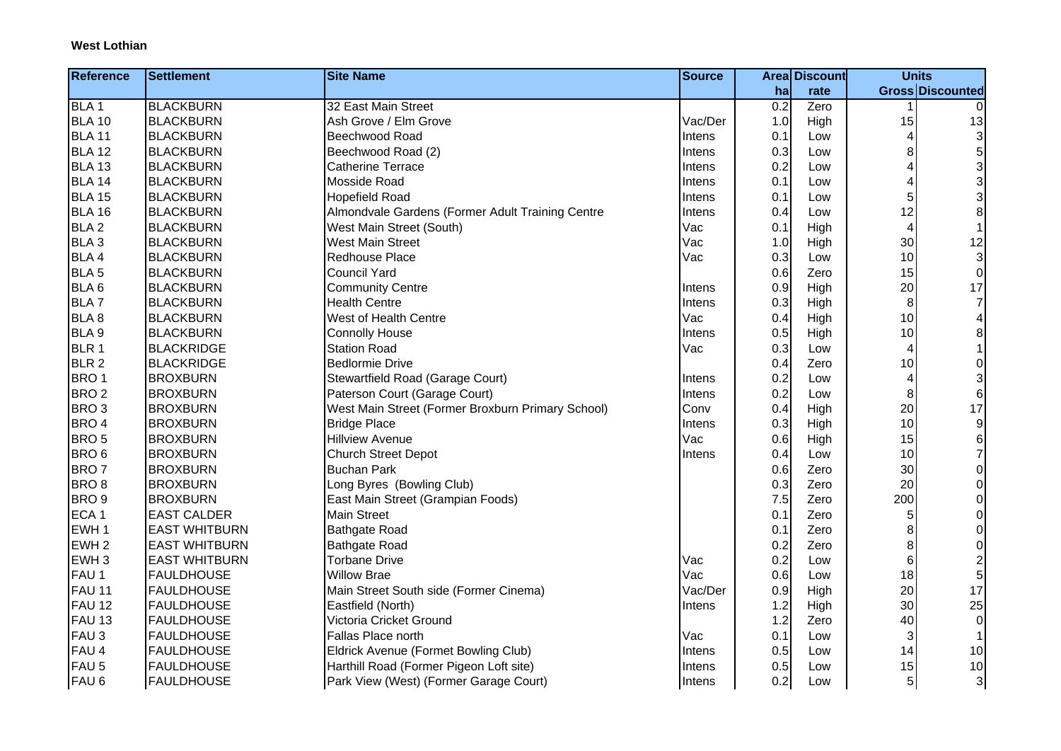**West Lothian**

| Reference | Settlement | Site Name | Source | Area | Discount | Units | |
|---|---|---|---|---|---|---|---|
| | | | | ha | rate | Gross | Discounted |
| BLA 1 | BLACKBURN | 32 East Main Street | | 0.2 | Zero | 1 | 0 |
| BLA 10 | BLACKBURN | Ash Grove / Elm Grove | Vac/Der | 1.0 | High | 15 | 13 |
| BLA 11 | BLACKBURN | Beechwood Road | Intens | 0.1 | Low | 4 | 3 |
| BLA 12 | BLACKBURN | Beechwood Road (2) | Intens | 0.3 | Low | 8 | 5 |
| BLA 13 | BLACKBURN | Catherine Terrace | Intens | 0.2 | Low | 4 | 3 |
| BLA 14 | BLACKBURN | Mosside Road | Intens | 0.1 | Low | 4 | 3 |
| BLA 15 | BLACKBURN | Hopefield Road | Intens | 0.1 | Low | 5 | 3 |
| BLA 16 | BLACKBURN | Almondvale Gardens (Former Adult Training Centre | Intens | 0.4 | Low | 12 | 8 |
| BLA 2 | BLACKBURN | West Main Street (South) | Vac | 0.1 | High | 4 | 1 |
| BLA 3 | BLACKBURN | West Main Street | Vac | 1.0 | High | 30 | 12 |
| BLA 4 | BLACKBURN | Redhouse Place | Vac | 0.3 | Low | 10 | 3 |
| BLA 5 | BLACKBURN | Council Yard | | 0.6 | Zero | 15 | 0 |
| BLA 6 | BLACKBURN | Community Centre | Intens | 0.9 | High | 20 | 17 |
| BLA 7 | BLACKBURN | Health Centre | Intens | 0.3 | High | 8 | 7 |
| BLA 8 | BLACKBURN | West of Health Centre | Vac | 0.4 | High | 10 | 4 |
| BLA 9 | BLACKBURN | Connolly House | Intens | 0.5 | High | 10 | 8 |
| BLR 1 | BLACKRIDGE | Station Road | Vac | 0.3 | Low | 4 | 1 |
| BLR 2 | BLACKRIDGE | Bedlormie Drive | | 0.4 | Zero | 10 | 0 |
| BRO 1 | BROXBURN | Stewartfield Road (Garage Court) | Intens | 0.2 | Low | 4 | 3 |
| BRO 2 | BROXBURN | Paterson Court (Garage Court) | Intens | 0.2 | Low | 8 | 6 |
| BRO 3 | BROXBURN | West Main Street (Former Broxburn Primary School) | Conv | 0.4 | High | 20 | 17 |
| BRO 4 | BROXBURN | Bridge Place | Intens | 0.3 | High | 10 | 9 |
| BRO 5 | BROXBURN | Hillview Avenue | Vac | 0.6 | High | 15 | 6 |
| BRO 6 | BROXBURN | Church Street Depot | Intens | 0.4 | Low | 10 | 7 |
| BRO 7 | BROXBURN | Buchan Park | | 0.6 | Zero | 30 | 0 |
| BRO 8 | BROXBURN | Long Byres (Bowling Club) | | 0.3 | Zero | 20 | 0 |
| BRO 9 | BROXBURN | East Main Street (Grampian Foods) | | 7.5 | Zero | 200 | 0 |
| ECA 1 | EAST CALDER | Main Street | | 0.1 | Zero | 5 | 0 |
| EWH 1 | EAST WHITBURN | Bathgate Road | | 0.1 | Zero | 8 | 0 |
| EWH 2 | EAST WHITBURN | Bathgate Road | | 0.2 | Zero | 8 | 0 |
| EWH 3 | EAST WHITBURN | Torbane Drive | Vac | 0.2 | Low | 6 | 2 |
| FAU 1 | FAULDHOUSE | Willow Brae | Vac | 0.6 | Low | 18 | 5 |
| FAU 11 | FAULDHOUSE | Main Street South side (Former Cinema) | Vac/Der | 0.9 | High | 20 | 17 |
| FAU 12 | FAULDHOUSE | Eastfield (North) | Intens | 1.2 | High | 30 | 25 |
| FAU 13 | FAULDHOUSE | Victoria Cricket Ground | | 1.2 | Zero | 40 | 0 |
| FAU 3 | FAULDHOUSE | Fallas Place north | Vac | 0.1 | Low | 3 | 1 |
| FAU 4 | FAULDHOUSE | Eldrick Avenue (Formet Bowling Club) | Intens | 0.5 | Low | 14 | 10 |
| FAU 5 | FAULDHOUSE | Harthill Road (Former Pigeon Loft site) | Intens | 0.5 | Low | 15 | 10 |
| FAU 6 | FAULDHOUSE | Park View (West) (Former Garage Court) | Intens | 0.2 | Low | 5 | 3 |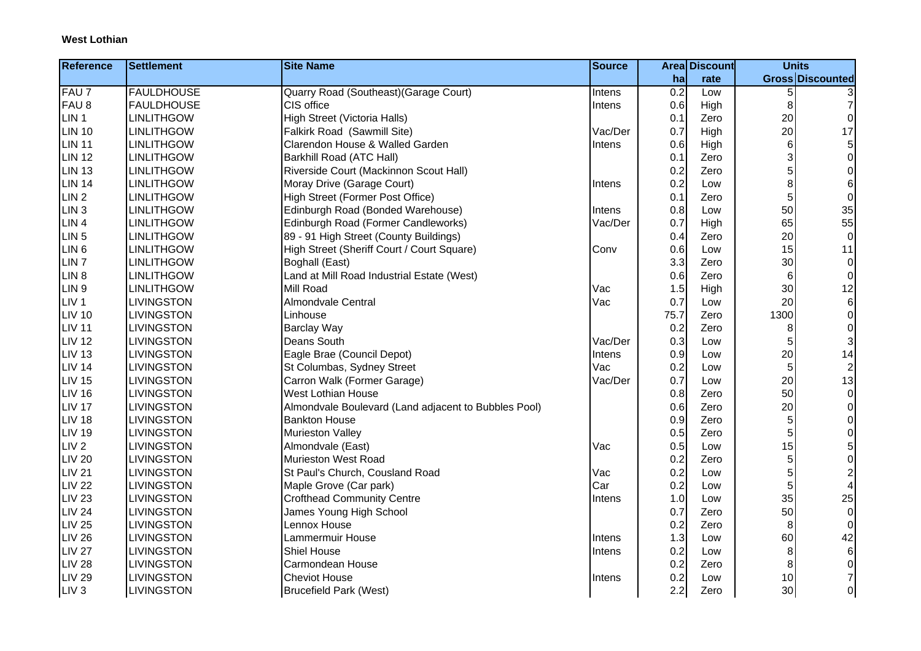**West Lothian**

| Reference | Settlement | Site Name | Source | Area | Discount | Units | |
|---|---|---|---|---|---|---|---|
| | | | | ha | rate | Gross | Discounted |
| FAU 7 | FAULDHOUSE | Quarry Road (Southeast)(Garage Court) | Intens | 0.2 | Low | 5 | 3 |
| FAU 8 | FAULDHOUSE | CIS office | Intens | 0.6 | High | 8 | 7 |
| LIN 1 | LINLITHGOW | High Street (Victoria Halls) | | 0.1 | Zero | 20 | 0 |
| LIN 10 | LINLITHGOW | Falkirk Road (Sawmill Site) | Vac/Der | 0.7 | High | 20 | 17 |
| LIN 11 | LINLITHGOW | Clarendon House & Walled Garden | Intens | 0.6 | High | 6 | 5 |
| LIN 12 | LINLITHGOW | Barkhill Road (ATC Hall) | | 0.1 | Zero | 3 | 0 |
| LIN 13 | LINLITHGOW | Riverside Court (Mackinnon Scout Hall) | | 0.2 | Zero | 5 | 0 |
| LIN 14 | LINLITHGOW | Moray Drive (Garage Court) | Intens | 0.2 | Low | 8 | 6 |
| LIN 2 | LINLITHGOW | High Street (Former Post Office) | | 0.1 | Zero | 5 | 0 |
| LIN 3 | LINLITHGOW | Edinburgh Road (Bonded Warehouse) | Intens | 0.8 | Low | 50 | 35 |
| LIN 4 | LINLITHGOW | Edinburgh Road (Former Candleworks) | Vac/Der | 0.7 | High | 65 | 55 |
| LIN 5 | LINLITHGOW | 89 - 91 High Street (County Buildings) | | 0.4 | Zero | 20 | 0 |
| LIN 6 | LINLITHGOW | High Street (Sheriff Court / Court Square) | Conv | 0.6 | Low | 15 | 11 |
| LIN 7 | LINLITHGOW | Boghall (East) | | 3.3 | Zero | 30 | 0 |
| LIN 8 | LINLITHGOW | Land at Mill Road Industrial Estate (West) | | 0.6 | Zero | 6 | 0 |
| LIN 9 | LINLITHGOW | Mill Road | Vac | 1.5 | High | 30 | 12 |
| LIV 1 | LIVINGSTON | Almondvale Central | Vac | 0.7 | Low | 20 | 6 |
| LIV 10 | LIVINGSTON | Linhouse | | 75.7 | Zero | 1300 | 0 |
| LIV 11 | LIVINGSTON | Barclay Way | | 0.2 | Zero | 8 | 0 |
| LIV 12 | LIVINGSTON | Deans South | Vac/Der | 0.3 | Low | 5 | 3 |
| LIV 13 | LIVINGSTON | Eagle Brae (Council Depot) | Intens | 0.9 | Low | 20 | 14 |
| LIV 14 | LIVINGSTON | St Columbas, Sydney Street | Vac | 0.2 | Low | 5 | 2 |
| LIV 15 | LIVINGSTON | Carron Walk (Former Garage) | Vac/Der | 0.7 | Low | 20 | 13 |
| LIV 16 | LIVINGSTON | West Lothian House | | 0.8 | Zero | 50 | 0 |
| LIV 17 | LIVINGSTON | Almondvale Boulevard (Land adjacent to Bubbles Pool) | | 0.6 | Zero | 20 | 0 |
| LIV 18 | LIVINGSTON | Bankton House | | 0.9 | Zero | 5 | 0 |
| LIV 19 | LIVINGSTON | Murieston Valley | | 0.5 | Zero | 5 | 0 |
| LIV 2 | LIVINGSTON | Almondvale (East) | Vac | 0.5 | Low | 15 | 5 |
| LIV 20 | LIVINGSTON | Murieston West Road | | 0.2 | Zero | 5 | 0 |
| LIV 21 | LIVINGSTON | St Paul's Church, Cousland Road | Vac | 0.2 | Low | 5 | 2 |
| LIV 22 | LIVINGSTON | Maple Grove (Car park) | Car | 0.2 | Low | 5 | 4 |
| LIV 23 | LIVINGSTON | Crofthead Community Centre | Intens | 1.0 | Low | 35 | 25 |
| LIV 24 | LIVINGSTON | James Young High School | | 0.7 | Zero | 50 | 0 |
| LIV 25 | LIVINGSTON | Lennox House | | 0.2 | Zero | 8 | 0 |
| LIV 26 | LIVINGSTON | Lammermuir House | Intens | 1.3 | Low | 60 | 42 |
| LIV 27 | LIVINGSTON | Shiel House | Intens | 0.2 | Low | 8 | 6 |
| LIV 28 | LIVINGSTON | Carmondean House | | 0.2 | Zero | 8 | 0 |
| LIV 29 | LIVINGSTON | Cheviot House | Intens | 0.2 | Low | 10 | 7 |
| LIV 3 | LIVINGSTON | Brucefield Park (West) | | 2.2 | Zero | 30 | 0 |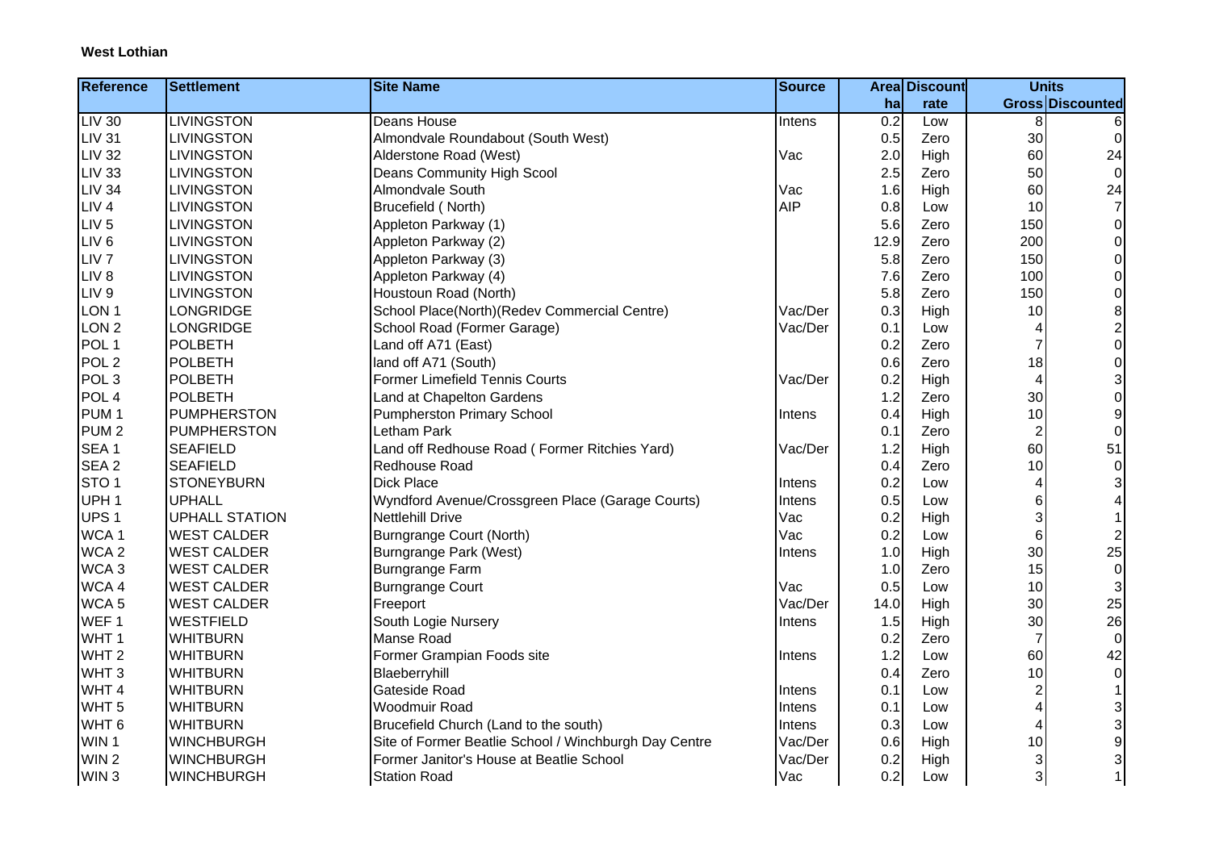**West Lothian**

| Reference | Settlement | Site Name | Source | Area | Discount | Units | |
|---|---|---|---|---|---|---|---|
| | | | | ha | rate | Gross | Discounted |
| LIV 30 | LIVINGSTON | Deans House | Intens | 0.2 | Low | 8 | 6 |
| LIV 31 | LIVINGSTON | Almondvale Roundabout (South West) | | 0.5 | Zero | 30 | 0 |
| LIV 32 | LIVINGSTON | Alderstone Road (West) | Vac | 2.0 | High | 60 | 24 |
| LIV 33 | LIVINGSTON | Deans Community High Scool | | 2.5 | Zero | 50 | 0 |
| LIV 34 | LIVINGSTON | Almondvale South | Vac | 1.6 | High | 60 | 24 |
| LIV 4 | LIVINGSTON | Brucefield ( North) | AIP | 0.8 | Low | 10 | 7 |
| LIV 5 | LIVINGSTON | Appleton Parkway (1) | | 5.6 | Zero | 150 | 0 |
| LIV 6 | LIVINGSTON | Appleton Parkway (2) | | 12.9 | Zero | 200 | 0 |
| LIV 7 | LIVINGSTON | Appleton Parkway (3) | | 5.8 | Zero | 150 | 0 |
| LIV 8 | LIVINGSTON | Appleton Parkway (4) | | 7.6 | Zero | 100 | 0 |
| LIV 9 | LIVINGSTON | Houstoun Road (North) | | 5.8 | Zero | 150 | 0 |
| LON 1 | LONGRIDGE | School Place(North)(Redev Commercial Centre) | Vac/Der | 0.3 | High | 10 | 8 |
| LON 2 | LONGRIDGE | School Road (Former Garage) | Vac/Der | 0.1 | Low | 4 | 2 |
| POL 1 | POLBETH | Land off A71 (East) | | 0.2 | Zero | 7 | 0 |
| POL 2 | POLBETH | land off A71 (South) | | 0.6 | Zero | 18 | 0 |
| POL 3 | POLBETH | Former Limefield Tennis Courts | Vac/Der | 0.2 | High | 4 | 3 |
| POL 4 | POLBETH | Land at Chapelton Gardens | | 1.2 | Zero | 30 | 0 |
| PUM 1 | PUMPHERSTON | Pumpherston Primary School | Intens | 0.4 | High | 10 | 9 |
| PUM 2 | PUMPHERSTON | Letham Park | | 0.1 | Zero | 2 | 0 |
| SEA 1 | SEAFIELD | Land off Redhouse Road ( Former Ritchies Yard) | Vac/Der | 1.2 | High | 60 | 51 |
| SEA 2 | SEAFIELD | Redhouse Road | | 0.4 | Zero | 10 | 0 |
| STO 1 | STONEYBURN | Dick Place | Intens | 0.2 | Low | 4 | 3 |
| UPH 1 | UPHALL | Wyndford Avenue/Crossgreen Place (Garage Courts) | Intens | 0.5 | Low | 6 | 4 |
| UPS 1 | UPHALL STATION | Nettlehill Drive | Vac | 0.2 | High | 3 | 1 |
| WCA 1 | WEST CALDER | Burngrange Court (North) | Vac | 0.2 | Low | 6 | 2 |
| WCA 2 | WEST CALDER | Burngrange Park (West) | Intens | 1.0 | High | 30 | 25 |
| WCA 3 | WEST CALDER | Burngrange Farm | | 1.0 | Zero | 15 | 0 |
| WCA 4 | WEST CALDER | Burngrange Court | Vac | 0.5 | Low | 10 | 3 |
| WCA 5 | WEST CALDER | Freeport | Vac/Der | 14.0 | High | 30 | 25 |
| WEF 1 | WESTFIELD | South Logie Nursery | Intens | 1.5 | High | 30 | 26 |
| WHT 1 | WHITBURN | Manse Road | | 0.2 | Zero | 7 | 0 |
| WHT 2 | WHITBURN | Former Grampian Foods site | Intens | 1.2 | Low | 60 | 42 |
| WHT 3 | WHITBURN | Blaeberryhill | | 0.4 | Zero | 10 | 0 |
| WHT 4 | WHITBURN | Gateside Road | Intens | 0.1 | Low | 2 | 1 |
| WHT 5 | WHITBURN | Woodmuir Road | Intens | 0.1 | Low | 4 | 3 |
| WHT 6 | WHITBURN | Brucefield Church (Land to the south) | Intens | 0.3 | Low | 4 | 3 |
| WIN 1 | WINCHBURGH | Site of Former Beatlie School / Winchburgh Day Centre | Vac/Der | 0.6 | High | 10 | 9 |
| WIN 2 | WINCHBURGH | Former Janitor's House at Beatlie School | Vac/Der | 0.2 | High | 3 | 3 |
| WIN 3 | WINCHBURGH | Station Road | Vac | 0.2 | Low | 3 | 1 |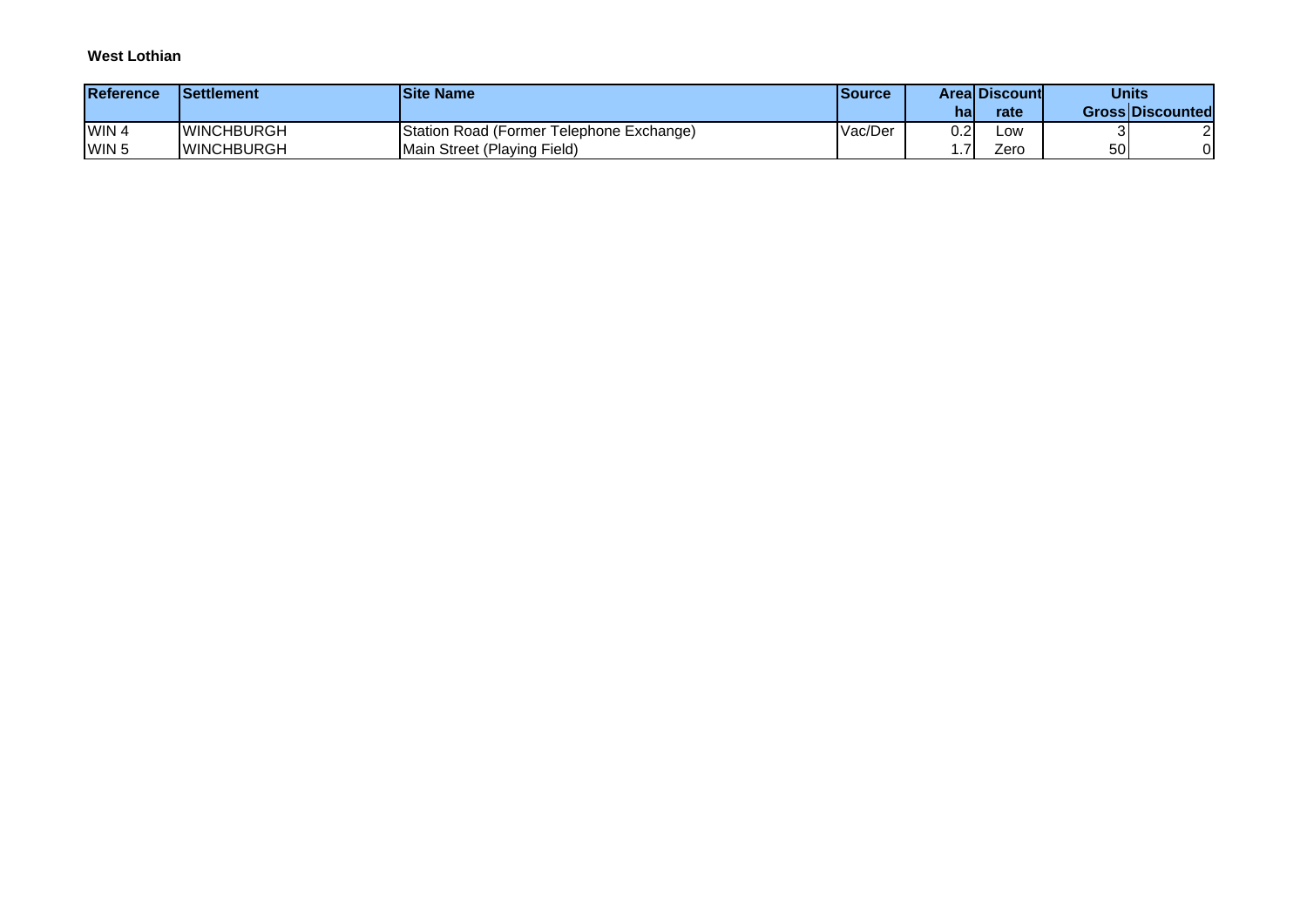**West Lothian**

| Reference | Settlement | Site Name | Source | Area ha | Discount rate | Units | |
|---|---|---|---|---|---|---|---|
| | | | | | | Gross | Discounted |
| WIN 4 | WINCHBURGH | Station Road (Former Telephone Exchange) | Vac/Der | 0.2 | Low | 3 | 2 |
| WIN 5 | WINCHBURGH | Main Street (Playing Field) | | 1.7 | Zero | 50 | 0 |